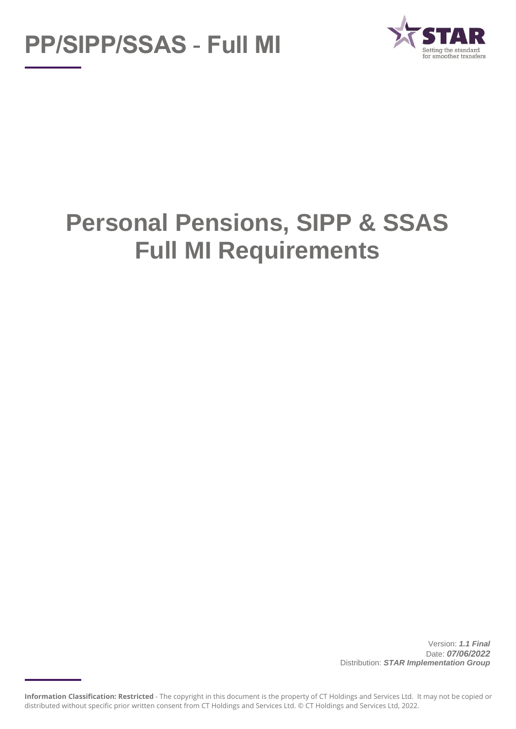# PP/SIPP/SSAS - Full MI

STAR
Setting the standard for smoother transfers

# Personal Pensions, SIPP & SSAS Full MI Requirements

Version: ***1.1 Final***
Date: ***07/06/2022***
Distribution: ***STAR Implementation Group***

**Information Classification: Restricted** - The copyright in this document is the property of CT Holdings and Services Ltd. It may not be copied or distributed without specific prior written consent from CT Holdings and Services Ltd. © CT Holdings and Services Ltd, 2022.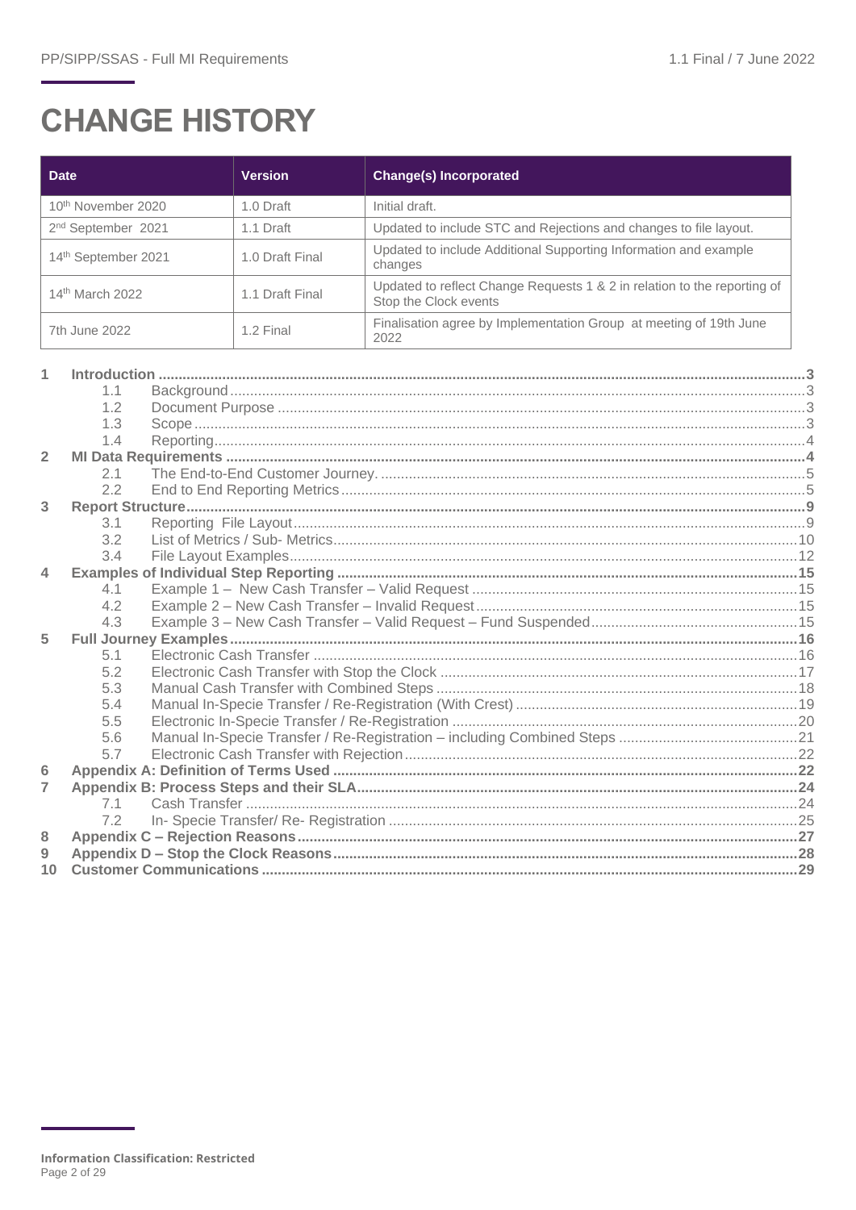# CHANGE HISTORY

| Date | Version | Change(s) Incorporated |
|---|---|---|
| 10th November 2020 | 1.0 Draft | Initial draft. |
| 2nd September 2021 | 1.1 Draft | Updated to include STC and Rejections and changes to file layout. |
| 14th September 2021 | 1.0 Draft Final | Updated to include Additional Supporting Information and example changes |
| 14th March 2022 | 1.1 Draft Final | Updated to reflect Change Requests 1 & 2 in relation to the reporting of Stop the Clock events |
| 7th June 2022 | 1.2 Final | Finalisation agree by Implementation Group at meeting of 19th June 2022 |

1 **Introduction** ... 3
- 1.1 Background ... 3
- 1.2 Document Purpose ... 3
- 1.3 Scope ... 3
- 1.4 Reporting ... 4

2 **MI Data Requirements** ... 4
- 2.1 The End-to-End Customer Journey. ... 5
- 2.2 End to End Reporting Metrics ... 5

3 **Report Structure** ... 9
- 3.1 Reporting File Layout ... 9
- 3.2 List of Metrics / Sub- Metrics ... 10
- 3.4 File Layout Examples ... 12

4 **Examples of Individual Step Reporting** ... 15
- 4.1 Example 1 – New Cash Transfer – Valid Request ... 15
- 4.2 Example 2 – New Cash Transfer – Invalid Request ... 15
- 4.3 Example 3 – New Cash Transfer – Valid Request – Fund Suspended ... 15

5 **Full Journey Examples** ... 16
- 5.1 Electronic Cash Transfer ... 16
- 5.2 Electronic Cash Transfer with Stop the Clock ... 17
- 5.3 Manual Cash Transfer with Combined Steps ... 18
- 5.4 Manual In-Specie Transfer / Re-Registration (With Crest) ... 19
- 5.5 Electronic In-Specie Transfer / Re-Registration ... 20
- 5.6 Manual In-Specie Transfer / Re-Registration – including Combined Steps ... 21
- 5.7 Electronic Cash Transfer with Rejection ... 22

6 **Appendix A: Definition of Terms Used** ... 22

7 **Appendix B: Process Steps and their SLA** ... 24
- 7.1 Cash Transfer ... 24
- 7.2 In- Specie Transfer/ Re- Registration ... 25

8 **Appendix C – Rejection Reasons** ... 27

9 **Appendix D – Stop the Clock Reasons** ... 28

10 **Customer Communications** ... 29

**Information Classification: Restricted**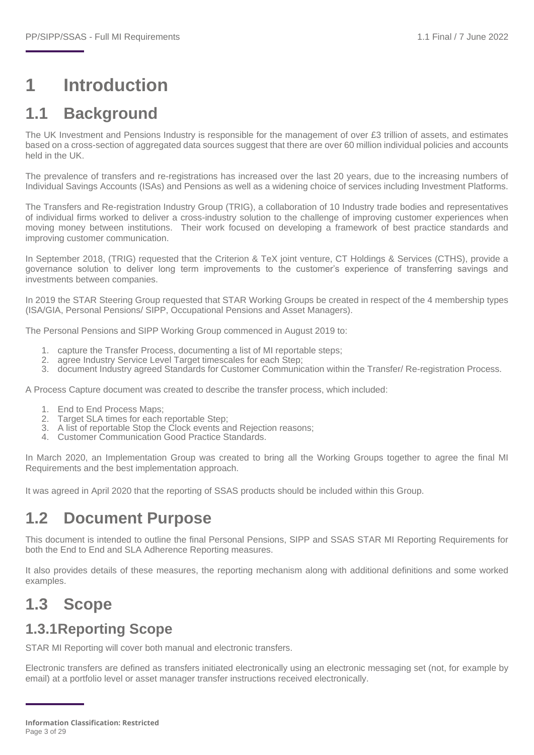# 1 Introduction

## 1.1 Background

The UK Investment and Pensions Industry is responsible for the management of over £3 trillion of assets, and estimates based on a cross-section of aggregated data sources suggest that there are over 60 million individual policies and accounts held in the UK.

The prevalence of transfers and re-registrations has increased over the last 20 years, due to the increasing numbers of Individual Savings Accounts (ISAs) and Pensions as well as a widening choice of services including Investment Platforms.

The Transfers and Re-registration Industry Group (TRIG), a collaboration of 10 Industry trade bodies and representatives of individual firms worked to deliver a cross-industry solution to the challenge of improving customer experiences when moving money between institutions. Their work focused on developing a framework of best practice standards and improving customer communication.

In September 2018, (TRIG) requested that the Criterion & TeX joint venture, CT Holdings & Services (CTHS), provide a governance solution to deliver long term improvements to the customer's experience of transferring savings and investments between companies.

In 2019 the STAR Steering Group requested that STAR Working Groups be created in respect of the 4 membership types (ISA/GIA, Personal Pensions/ SIPP, Occupational Pensions and Asset Managers).

The Personal Pensions and SIPP Working Group commenced in August 2019 to:

1. capture the Transfer Process, documenting a list of MI reportable steps;
2. agree Industry Service Level Target timescales for each Step;
3. document Industry agreed Standards for Customer Communication within the Transfer/ Re-registration Process.

A Process Capture document was created to describe the transfer process, which included:

1. End to End Process Maps;
2. Target SLA times for each reportable Step;
3. A list of reportable Stop the Clock events and Rejection reasons;
4. Customer Communication Good Practice Standards.

In March 2020, an Implementation Group was created to bring all the Working Groups together to agree the final MI Requirements and the best implementation approach.

It was agreed in April 2020 that the reporting of SSAS products should be included within this Group.

## 1.2 Document Purpose

This document is intended to outline the final Personal Pensions, SIPP and SSAS STAR MI Reporting Requirements for both the End to End and SLA Adherence Reporting measures.

It also provides details of these measures, the reporting mechanism along with additional definitions and some worked examples.

## 1.3 Scope

### 1.3.1 Reporting Scope

STAR MI Reporting will cover both manual and electronic transfers.

Electronic transfers are defined as transfers initiated electronically using an electronic messaging set (not, for example by email) at a portfolio level or asset manager transfer instructions received electronically.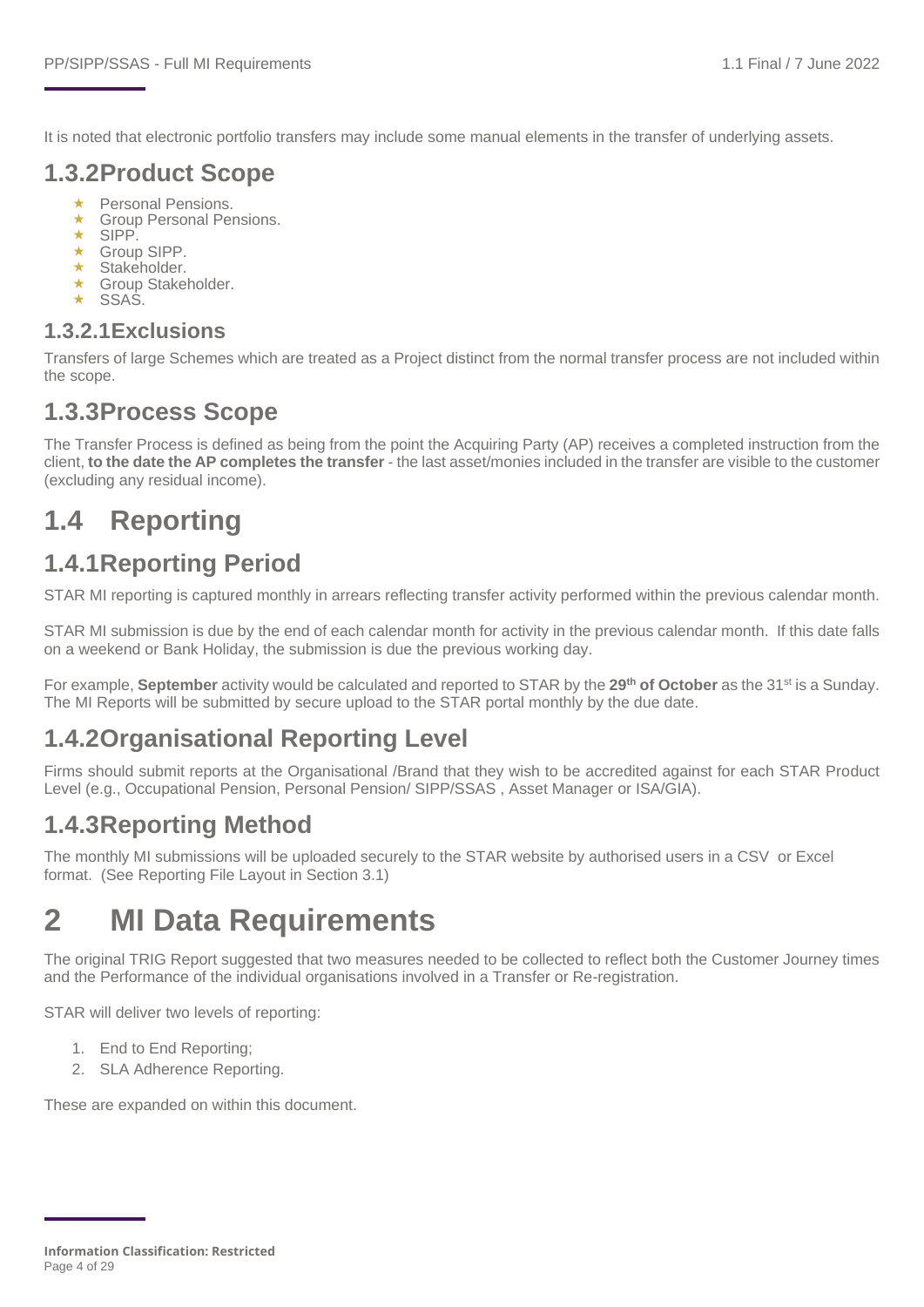It is noted that electronic portfolio transfers may include some manual elements in the transfer of underlying assets.

### 1.3.2 Product Scope

- Personal Pensions.
- Group Personal Pensions.
- SIPP.
- Group SIPP.
- Stakeholder.
- Group Stakeholder.
- SSAS.

#### 1.3.2.1 Exclusions

Transfers of large Schemes which are treated as a Project distinct from the normal transfer process are not included within the scope.

### 1.3.3 Process Scope

The Transfer Process is defined as being from the point the Acquiring Party (AP) receives a completed instruction from the client, **to the date the AP completes the transfer** - the last asset/monies included in the transfer are visible to the customer (excluding any residual income).

## 1.4 Reporting

### 1.4.1 Reporting Period

STAR MI reporting is captured monthly in arrears reflecting transfer activity performed within the previous calendar month.

STAR MI submission is due by the end of each calendar month for activity in the previous calendar month. If this date falls on a weekend or Bank Holiday, the submission is due the previous working day.

For example, **September** activity would be calculated and reported to STAR by the **29th of October** as the 31st is a Sunday. The MI Reports will be submitted by secure upload to the STAR portal monthly by the due date.

### 1.4.2 Organisational Reporting Level

Firms should submit reports at the Organisational /Brand that they wish to be accredited against for each STAR Product Level (e.g., Occupational Pension, Personal Pension/ SIPP/SSAS , Asset Manager or ISA/GIA).

### 1.4.3 Reporting Method

The monthly MI submissions will be uploaded securely to the STAR website by authorised users in a CSV or Excel format. (See Reporting File Layout in Section 3.1)

# 2 MI Data Requirements

The original TRIG Report suggested that two measures needed to be collected to reflect both the Customer Journey times and the Performance of the individual organisations involved in a Transfer or Re-registration.

STAR will deliver two levels of reporting:

1. End to End Reporting;
2. SLA Adherence Reporting.

These are expanded on within this document.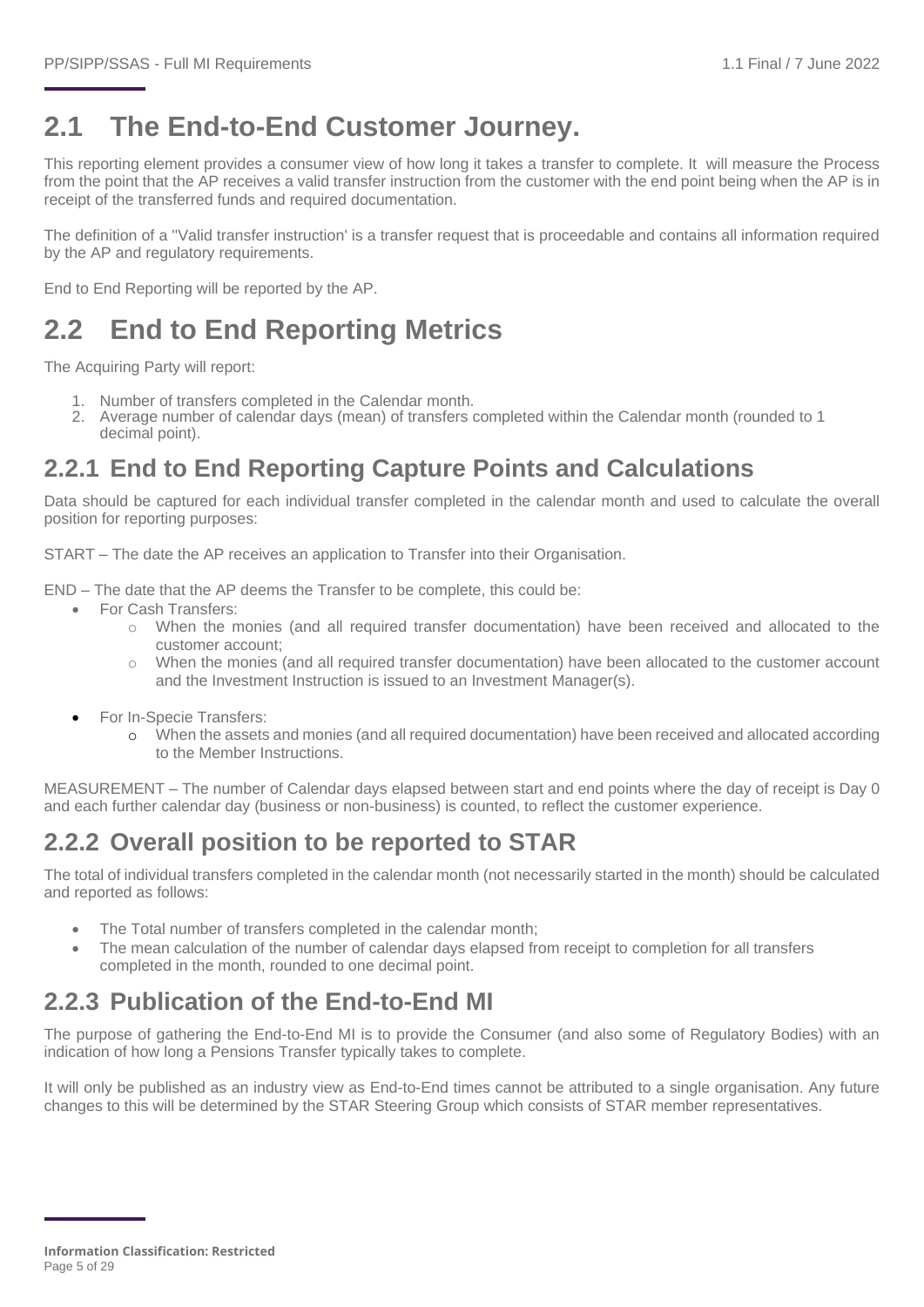## 2.1 The End-to-End Customer Journey.

This reporting element provides a consumer view of how long it takes a transfer to complete. It will measure the Process from the point that the AP receives a valid transfer instruction from the customer with the end point being when the AP is in receipt of the transferred funds and required documentation.

The definition of a ''Valid transfer instruction' is a transfer request that is proceedable and contains all information required by the AP and regulatory requirements.

End to End Reporting will be reported by the AP.

## 2.2 End to End Reporting Metrics

The Acquiring Party will report:

1. Number of transfers completed in the Calendar month.
2. Average number of calendar days (mean) of transfers completed within the Calendar month (rounded to 1 decimal point).

### 2.2.1 End to End Reporting Capture Points and Calculations

Data should be captured for each individual transfer completed in the calendar month and used to calculate the overall position for reporting purposes:

START – The date the AP receives an application to Transfer into their Organisation.

END – The date that the AP deems the Transfer to be complete, this could be:

- For Cash Transfers:
  - When the monies (and all required transfer documentation) have been received and allocated to the customer account;
  - When the monies (and all required transfer documentation) have been allocated to the customer account and the Investment Instruction is issued to an Investment Manager(s).

- For In-Specie Transfers:
  - When the assets and monies (and all required documentation) have been received and allocated according to the Member Instructions.

MEASUREMENT – The number of Calendar days elapsed between start and end points where the day of receipt is Day 0 and each further calendar day (business or non-business) is counted, to reflect the customer experience.

### 2.2.2 Overall position to be reported to STAR

The total of individual transfers completed in the calendar month (not necessarily started in the month) should be calculated and reported as follows:

- The Total number of transfers completed in the calendar month;
- The mean calculation of the number of calendar days elapsed from receipt to completion for all transfers completed in the month, rounded to one decimal point.

### 2.2.3 Publication of the End-to-End MI

The purpose of gathering the End-to-End MI is to provide the Consumer (and also some of Regulatory Bodies) with an indication of how long a Pensions Transfer typically takes to complete.

It will only be published as an industry view as End-to-End times cannot be attributed to a single organisation. Any future changes to this will be determined by the STAR Steering Group which consists of STAR member representatives.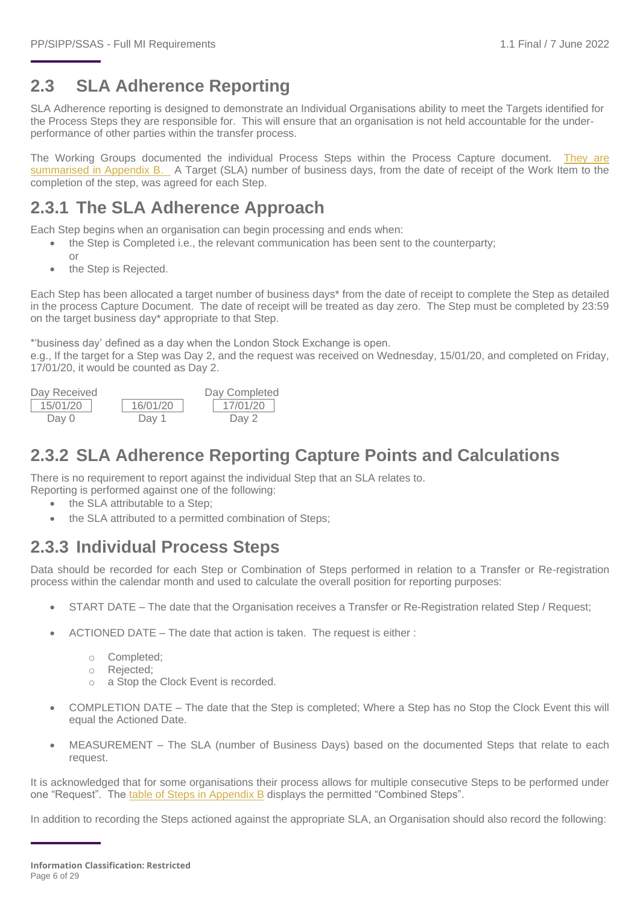## 2.3 SLA Adherence Reporting

SLA Adherence reporting is designed to demonstrate an Individual Organisations ability to meet the Targets identified for the Process Steps they are responsible for. This will ensure that an organisation is not held accountable for the under-performance of other parties within the transfer process.

The Working Groups documented the individual Process Steps within the Process Capture document. They are summarised in Appendix B. A Target (SLA) number of business days, from the date of receipt of the Work Item to the completion of the step, was agreed for each Step.

### 2.3.1 The SLA Adherence Approach

Each Step begins when an organisation can begin processing and ends when:

- the Step is Completed i.e., the relevant communication has been sent to the counterparty; or
- the Step is Rejected.

Each Step has been allocated a target number of business days* from the date of receipt to complete the Step as detailed in the process Capture Document. The date of receipt will be treated as day zero. The Step must be completed by 23:59 on the target business day* appropriate to that Step.

*'business day' defined as a day when the London Stock Exchange is open.
e.g., If the target for a Step was Day 2, and the request was received on Wednesday, 15/01/20, and completed on Friday, 17/01/20, it would be counted as Day 2.

| Day Received | | Day Completed |
|---|---|---|
| 15/01/20 | 16/01/20 | 17/01/20 |
| Day 0 | Day 1 | Day 2 |

### 2.3.2 SLA Adherence Reporting Capture Points and Calculations

There is no requirement to report against the individual Step that an SLA relates to.
Reporting is performed against one of the following:

- the SLA attributable to a Step;
- the SLA attributed to a permitted combination of Steps;

### 2.3.3 Individual Process Steps

Data should be recorded for each Step or Combination of Steps performed in relation to a Transfer or Re-registration process within the calendar month and used to calculate the overall position for reporting purposes:

- START DATE – The date that the Organisation receives a Transfer or Re-Registration related Step / Request;
- ACTIONED DATE – The date that action is taken. The request is either :
  - Completed;
  - Rejected;
  - a Stop the Clock Event is recorded.
- COMPLETION DATE – The date that the Step is completed; Where a Step has no Stop the Clock Event this will equal the Actioned Date.
- MEASUREMENT – The SLA (number of Business Days) based on the documented Steps that relate to each request.

It is acknowledged that for some organisations their process allows for multiple consecutive Steps to be performed under one "Request". The table of Steps in Appendix B displays the permitted "Combined Steps".

In addition to recording the Steps actioned against the appropriate SLA, an Organisation should also record the following: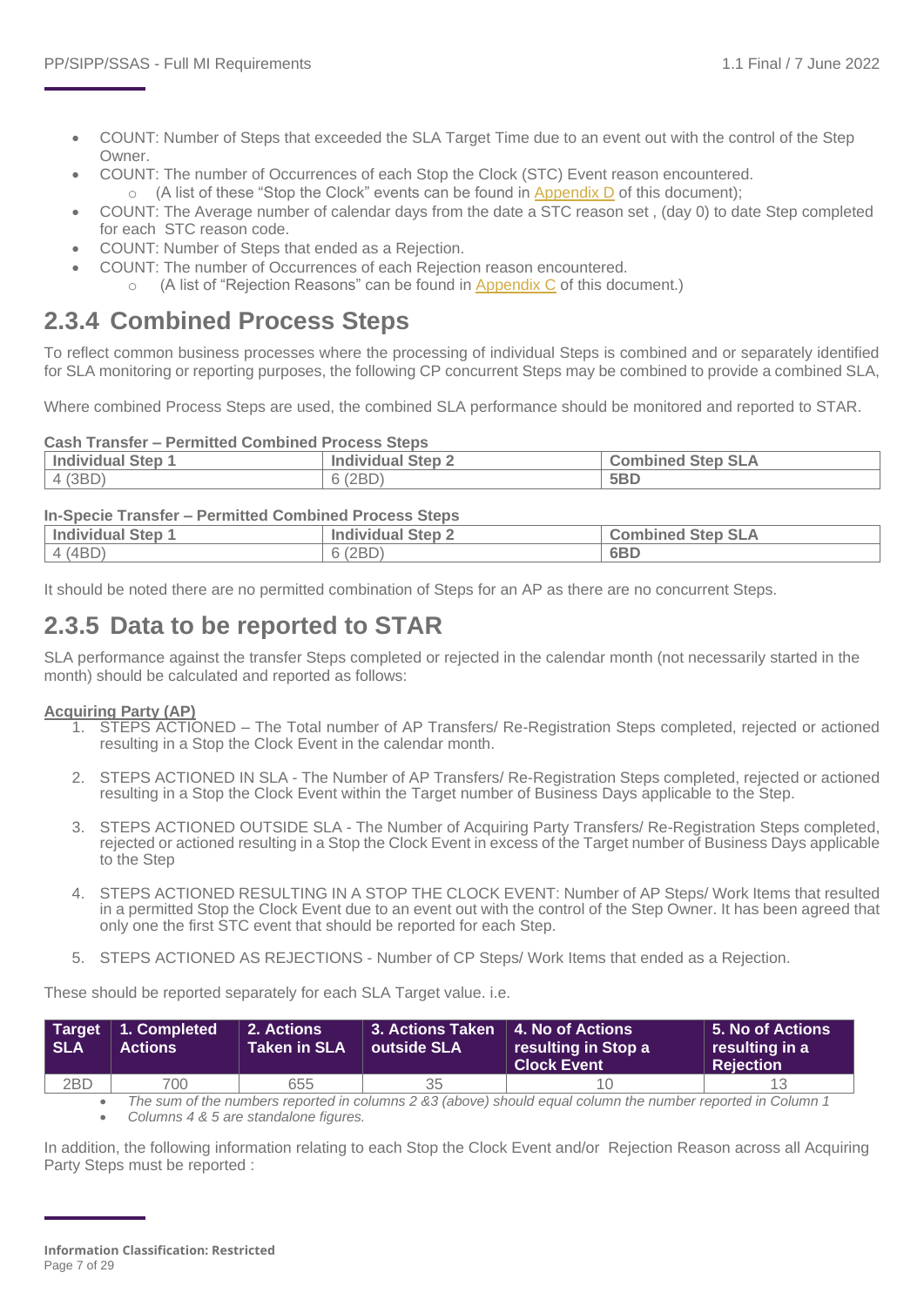- COUNT: Number of Steps that exceeded the SLA Target Time due to an event out with the control of the Step Owner.
- COUNT: The number of Occurrences of each Stop the Clock (STC) Event reason encountered.
  - (A list of these "Stop the Clock" events can be found in Appendix D of this document);
- COUNT: The Average number of calendar days from the date a STC reason set , (day 0) to date Step completed for each STC reason code.
- COUNT: Number of Steps that ended as a Rejection.
- COUNT: The number of Occurrences of each Rejection reason encountered.
  - (A list of "Rejection Reasons" can be found in Appendix C of this document.)

## 2.3.4 Combined Process Steps

To reflect common business processes where the processing of individual Steps is combined and or separately identified for SLA monitoring or reporting purposes, the following CP concurrent Steps may be combined to provide a combined SLA,

Where combined Process Steps are used, the combined SLA performance should be monitored and reported to STAR.

**Cash Transfer – Permitted Combined Process Steps**

| Individual Step 1 | Individual Step 2 | Combined Step SLA |
|---|---|---|
| 4 (3BD) | 6 (2BD) | **5BD** |

**In-Specie Transfer – Permitted Combined Process Steps**

| Individual Step 1 | Individual Step 2 | Combined Step SLA |
|---|---|---|
| 4 (4BD) | 6 (2BD) | **6BD** |

It should be noted there are no permitted combination of Steps for an AP as there are no concurrent Steps.

## 2.3.5 Data to be reported to STAR

SLA performance against the transfer Steps completed or rejected in the calendar month (not necessarily started in the month) should be calculated and reported as follows:

**Acquiring Party (AP)**

1. STEPS ACTIONED – The Total number of AP Transfers/ Re-Registration Steps completed, rejected or actioned resulting in a Stop the Clock Event in the calendar month.

2. STEPS ACTIONED IN SLA - The Number of AP Transfers/ Re-Registration Steps completed, rejected or actioned resulting in a Stop the Clock Event within the Target number of Business Days applicable to the Step.

3. STEPS ACTIONED OUTSIDE SLA - The Number of Acquiring Party Transfers/ Re-Registration Steps completed, rejected or actioned resulting in a Stop the Clock Event in excess of the Target number of Business Days applicable to the Step

4. STEPS ACTIONED RESULTING IN A STOP THE CLOCK EVENT: Number of AP Steps/ Work Items that resulted in a permitted Stop the Clock Event due to an event out with the control of the Step Owner. It has been agreed that only one the first STC event that should be reported for each Step.

5. STEPS ACTIONED AS REJECTIONS - Number of CP Steps/ Work Items that ended as a Rejection.

These should be reported separately for each SLA Target value. i.e.

| Target SLA | 1. Completed Actions | 2. Actions Taken in SLA | 3. Actions Taken outside SLA | 4. No of Actions resulting in Stop a Clock Event | 5. No of Actions resulting in a Rejection |
|---|---|---|---|---|---|
| 2BD | 700 | 655 | 35 | 10 | 13 |

- *The sum of the numbers reported in columns 2 &3 (above) should equal column the number reported in Column 1*
- *Columns 4 & 5 are standalone figures.*

In addition, the following information relating to each Stop the Clock Event and/or Rejection Reason across all Acquiring Party Steps must be reported :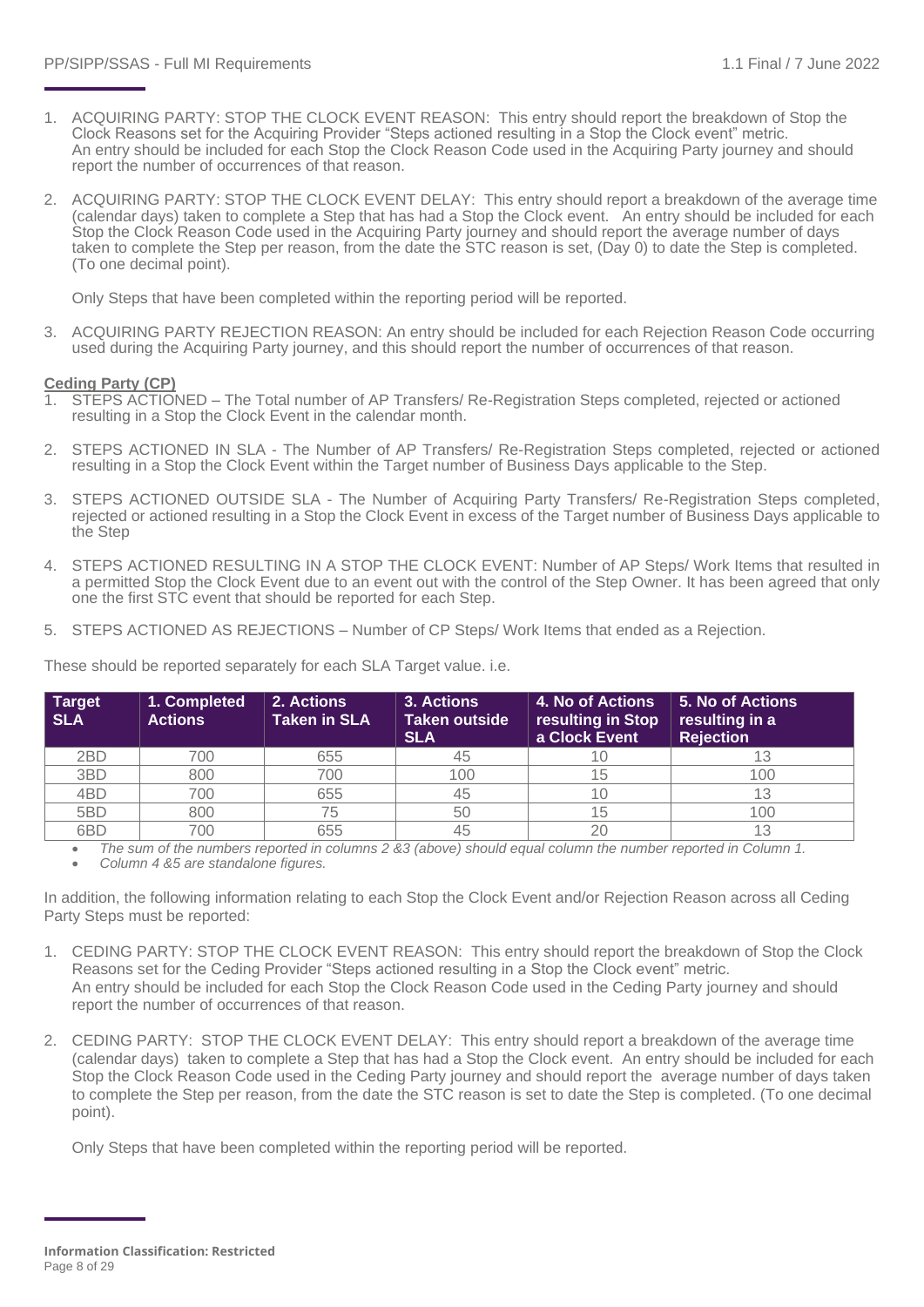1. ACQUIRING PARTY: STOP THE CLOCK EVENT REASON: This entry should report the breakdown of Stop the Clock Reasons set for the Acquiring Provider "Steps actioned resulting in a Stop the Clock event" metric. An entry should be included for each Stop the Clock Reason Code used in the Acquiring Party journey and should report the number of occurrences of that reason.

2. ACQUIRING PARTY: STOP THE CLOCK EVENT DELAY: This entry should report a breakdown of the average time (calendar days) taken to complete a Step that has had a Stop the Clock event. An entry should be included for each Stop the Clock Reason Code used in the Acquiring Party journey and should report the average number of days taken to complete the Step per reason, from the date the STC reason is set, (Day 0) to date the Step is completed. (To one decimal point).

   Only Steps that have been completed within the reporting period will be reported.

3. ACQUIRING PARTY REJECTION REASON: An entry should be included for each Rejection Reason Code occurring used during the Acquiring Party journey, and this should report the number of occurrences of that reason.

**Ceding Party (CP)**

1. STEPS ACTIONED – The Total number of AP Transfers/ Re-Registration Steps completed, rejected or actioned resulting in a Stop the Clock Event in the calendar month.

2. STEPS ACTIONED IN SLA - The Number of AP Transfers/ Re-Registration Steps completed, rejected or actioned resulting in a Stop the Clock Event within the Target number of Business Days applicable to the Step.

3. STEPS ACTIONED OUTSIDE SLA - The Number of Acquiring Party Transfers/ Re-Registration Steps completed, rejected or actioned resulting in a Stop the Clock Event in excess of the Target number of Business Days applicable to the Step

4. STEPS ACTIONED RESULTING IN A STOP THE CLOCK EVENT: Number of AP Steps/ Work Items that resulted in a permitted Stop the Clock Event due to an event out with the control of the Step Owner. It has been agreed that only one the first STC event that should be reported for each Step.

5. STEPS ACTIONED AS REJECTIONS – Number of CP Steps/ Work Items that ended as a Rejection.

These should be reported separately for each SLA Target value. i.e.

| Target SLA | 1. Completed Actions | 2. Actions Taken in SLA | 3. Actions Taken outside SLA | 4. No of Actions resulting in Stop a Clock Event | 5. No of Actions resulting in a Rejection |
|---|---|---|---|---|---|
| 2BD | 700 | 655 | 45 | 10 | 13 |
| 3BD | 800 | 700 | 100 | 15 | 100 |
| 4BD | 700 | 655 | 45 | 10 | 13 |
| 5BD | 800 | 75 | 50 | 15 | 100 |
| 6BD | 700 | 655 | 45 | 20 | 13 |

- *The sum of the numbers reported in columns 2 &3 (above) should equal column the number reported in Column 1.*
- *Column 4 &5 are standalone figures.*

In addition, the following information relating to each Stop the Clock Event and/or Rejection Reason across all Ceding Party Steps must be reported:

1. CEDING PARTY: STOP THE CLOCK EVENT REASON: This entry should report the breakdown of Stop the Clock Reasons set for the Ceding Provider "Steps actioned resulting in a Stop the Clock event" metric. An entry should be included for each Stop the Clock Reason Code used in the Ceding Party journey and should report the number of occurrences of that reason.

2. CEDING PARTY: STOP THE CLOCK EVENT DELAY: This entry should report a breakdown of the average time (calendar days) taken to complete a Step that has had a Stop the Clock event. An entry should be included for each Stop the Clock Reason Code used in the Ceding Party journey and should report the average number of days taken to complete the Step per reason, from the date the STC reason is set to date the Step is completed. (To one decimal point).

   Only Steps that have been completed within the reporting period will be reported.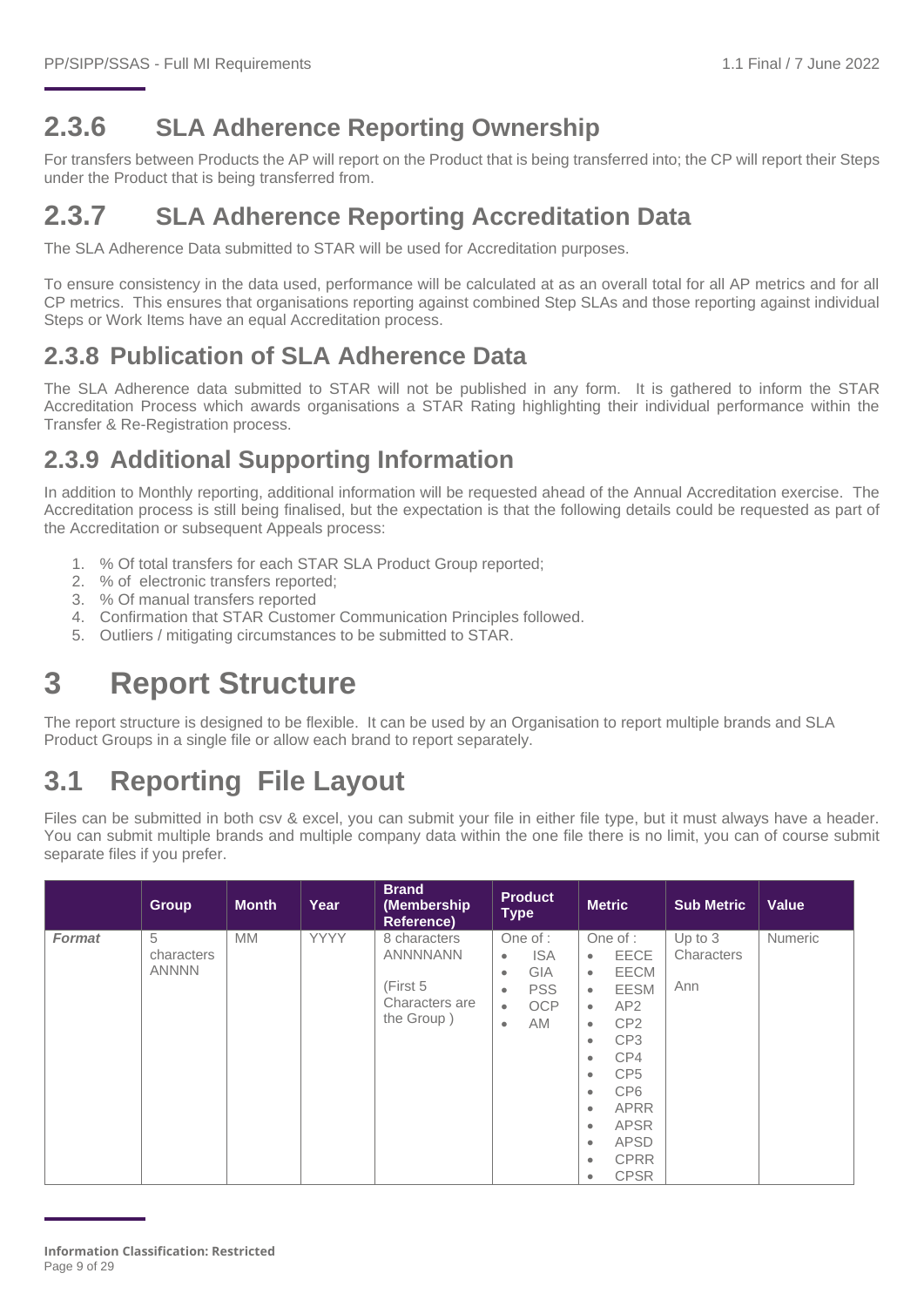### 2.3.6 SLA Adherence Reporting Ownership

For transfers between Products the AP will report on the Product that is being transferred into; the CP will report their Steps under the Product that is being transferred from.

### 2.3.7 SLA Adherence Reporting Accreditation Data

The SLA Adherence Data submitted to STAR will be used for Accreditation purposes.

To ensure consistency in the data used, performance will be calculated at as an overall total for all AP metrics and for all CP metrics. This ensures that organisations reporting against combined Step SLAs and those reporting against individual Steps or Work Items have an equal Accreditation process.

### 2.3.8 Publication of SLA Adherence Data

The SLA Adherence data submitted to STAR will not be published in any form. It is gathered to inform the STAR Accreditation Process which awards organisations a STAR Rating highlighting their individual performance within the Transfer & Re-Registration process.

### 2.3.9 Additional Supporting Information

In addition to Monthly reporting, additional information will be requested ahead of the Annual Accreditation exercise. The Accreditation process is still being finalised, but the expectation is that the following details could be requested as part of the Accreditation or subsequent Appeals process:

1. % Of total transfers for each STAR SLA Product Group reported;
2. % of electronic transfers reported;
3. % Of manual transfers reported
4. Confirmation that STAR Customer Communication Principles followed.
5. Outliers / mitigating circumstances to be submitted to STAR.

# 3 Report Structure

The report structure is designed to be flexible. It can be used by an Organisation to report multiple brands and SLA Product Groups in a single file or allow each brand to report separately.

## 3.1 Reporting File Layout

Files can be submitted in both csv & excel, you can submit your file in either file type, but it must always have a header. You can submit multiple brands and multiple company data within the one file there is no limit, you can of course submit separate files if you prefer.

| | Group | Month | Year | Brand (Membership Reference) | Product Type | Metric | Sub Metric | Value |
|---|---|---|---|---|---|---|---|---|
| ***Format*** | 5 characters ANNNN | MM | YYYY | 8 characters ANNNNANN<br><br>(First 5 Characters are the Group ) | One of :<br>• ISA<br>• GIA<br>• PSS<br>• OCP<br>• AM | One of :<br>• EECE<br>• EECM<br>• EESM<br>• AP2<br>• CP2<br>• CP3<br>• CP4<br>• CP5<br>• CP6<br>• APRR<br>• APSR<br>• APSD<br>• CPRR<br>• CPSR | Up to 3 Characters<br><br>Ann | Numeric |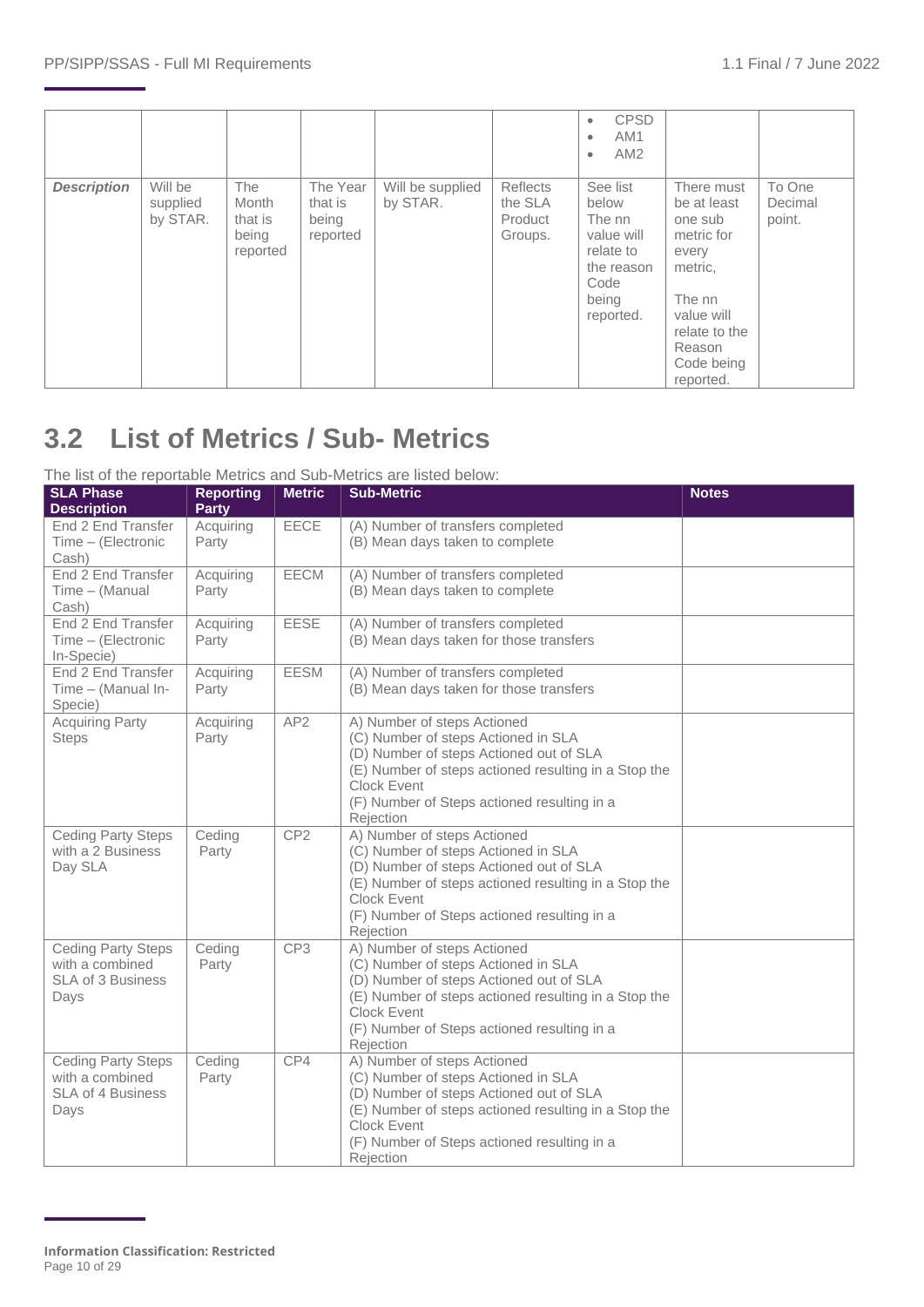|  |  |  |  |  |  | • CPSD<br>• AM1<br>• AM2 |  |  |
|---|---|---|---|---|---|---|---|---|
| ***Description*** | Will be supplied by STAR. | The Month that is being reported | The Year that is being reported | Will be supplied by STAR. | Reflects the SLA Product Groups. | See list below The nn value will relate to the reason Code being reported. | There must be at least one sub metric for every metric,<br><br>The nn value will relate to the Reason Code being reported. | To One Decimal point. |

## 3.2 List of Metrics / Sub- Metrics

The list of the reportable Metrics and Sub-Metrics are listed below:

| SLA Phase Description | Reporting Party | Metric | Sub-Metric | Notes |
|---|---|---|---|---|
| End 2 End Transfer Time – (Electronic Cash) | Acquiring Party | EECE | (A) Number of transfers completed<br>(B) Mean days taken to complete |  |
| End 2 End Transfer Time – (Manual Cash) | Acquiring Party | EECM | (A) Number of transfers completed<br>(B) Mean days taken to complete |  |
| End 2 End Transfer Time – (Electronic In-Specie) | Acquiring Party | EESE | (A) Number of transfers completed<br>(B) Mean days taken for those transfers |  |
| End 2 End Transfer Time – (Manual In-Specie) | Acquiring Party | EESM | (A) Number of transfers completed<br>(B) Mean days taken for those transfers |  |
| Acquiring Party Steps | Acquiring Party | AP2 | A) Number of steps Actioned<br>(C) Number of steps Actioned in SLA<br>(D) Number of steps Actioned out of SLA<br>(E) Number of steps actioned resulting in a Stop the Clock Event<br>(F) Number of Steps actioned resulting in a Rejection |  |
| Ceding Party Steps with a 2 Business Day SLA | Ceding Party | CP2 | A) Number of steps Actioned<br>(C) Number of steps Actioned in SLA<br>(D) Number of steps Actioned out of SLA<br>(E) Number of steps actioned resulting in a Stop the Clock Event<br>(F) Number of Steps actioned resulting in a Rejection |  |
| Ceding Party Steps with a combined SLA of 3 Business Days | Ceding Party | CP3 | A) Number of steps Actioned<br>(C) Number of steps Actioned in SLA<br>(D) Number of steps Actioned out of SLA<br>(E) Number of steps actioned resulting in a Stop the Clock Event<br>(F) Number of Steps actioned resulting in a Rejection |  |
| Ceding Party Steps with a combined SLA of 4 Business Days | Ceding Party | CP4 | A) Number of steps Actioned<br>(C) Number of steps Actioned in SLA<br>(D) Number of steps Actioned out of SLA<br>(E) Number of steps actioned resulting in a Stop the Clock Event<br>(F) Number of Steps actioned resulting in a Rejection |  |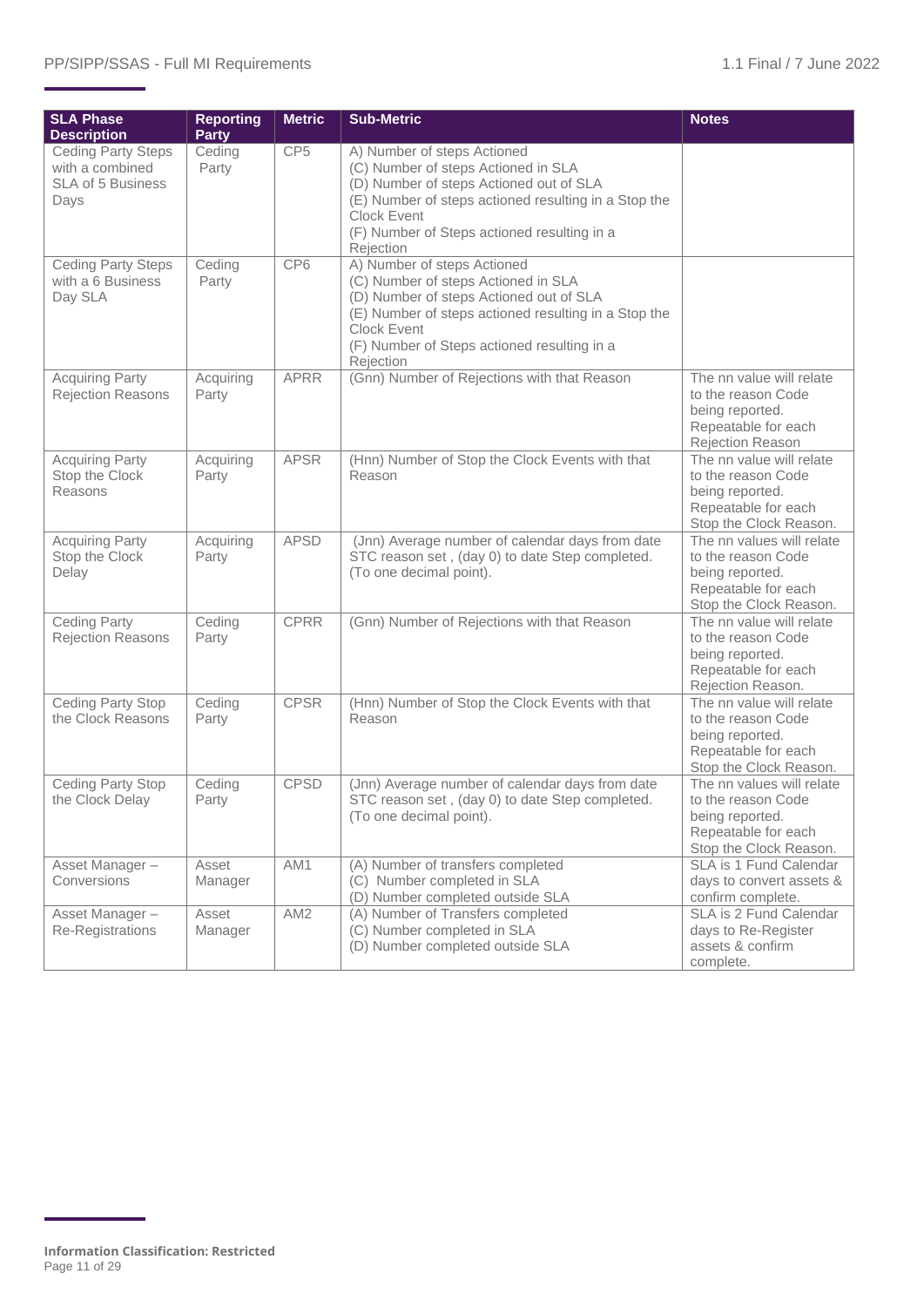| SLA Phase Description | Reporting Party | Metric | Sub-Metric | Notes |
|---|---|---|---|---|
| Ceding Party Steps with a combined SLA of 5 Business Days | Ceding Party | CP5 | A) Number of steps Actioned<br>(C) Number of steps Actioned in SLA<br>(D) Number of steps Actioned out of SLA<br>(E) Number of steps actioned resulting in a Stop the Clock Event<br>(F) Number of Steps actioned resulting in a Rejection | |
| Ceding Party Steps with a 6 Business Day SLA | Ceding Party | CP6 | A) Number of steps Actioned<br>(C) Number of steps Actioned in SLA<br>(D) Number of steps Actioned out of SLA<br>(E) Number of steps actioned resulting in a Stop the Clock Event<br>(F) Number of Steps actioned resulting in a Rejection | |
| Acquiring Party Rejection Reasons | Acquiring Party | APRR | (Gnn) Number of Rejections with that Reason | The nn value will relate to the reason Code being reported. Repeatable for each Rejection Reason |
| Acquiring Party Stop the Clock Reasons | Acquiring Party | APSR | (Hnn) Number of Stop the Clock Events with that Reason | The nn value will relate to the reason Code being reported. Repeatable for each Stop the Clock Reason. |
| Acquiring Party Stop the Clock Delay | Acquiring Party | APSD | (Jnn) Average number of calendar days from date STC reason set , (day 0) to date Step completed. (To one decimal point). | The nn value will relate to the reason Code being reported. Repeatable for each Stop the Clock Reason. |
| Ceding Party Rejection Reasons | Ceding Party | CPRR | (Gnn) Number of Rejections with that Reason | The nn value will relate to the reason Code being reported. Repeatable for each Rejection Reason. |
| Ceding Party Stop the Clock Reasons | Ceding Party | CPSR | (Hnn) Number of Stop the Clock Events with that Reason | The nn value will relate to the reason Code being reported. Repeatable for each Stop the Clock Reason. |
| Ceding Party Stop the Clock Delay | Ceding Party | CPSD | (Jnn) Average number of calendar days from date STC reason set , (day 0) to date Step completed. (To one decimal point). | The nn values will relate to the reason Code being reported. Repeatable for each Stop the Clock Reason. |
| Asset Manager – Conversions | Asset Manager | AM1 | (A) Number of transfers completed<br>(C) Number completed in SLA<br>(D) Number completed outside SLA | SLA is 1 Fund Calendar days to convert assets & confirm complete. |
| Asset Manager – Re-Registrations | Asset Manager | AM2 | (A) Number of Transfers completed<br>(C) Number completed in SLA<br>(D) Number completed outside SLA | SLA is 2 Fund Calendar days to Re-Register assets & confirm complete. |

**Information Classification: Restricted**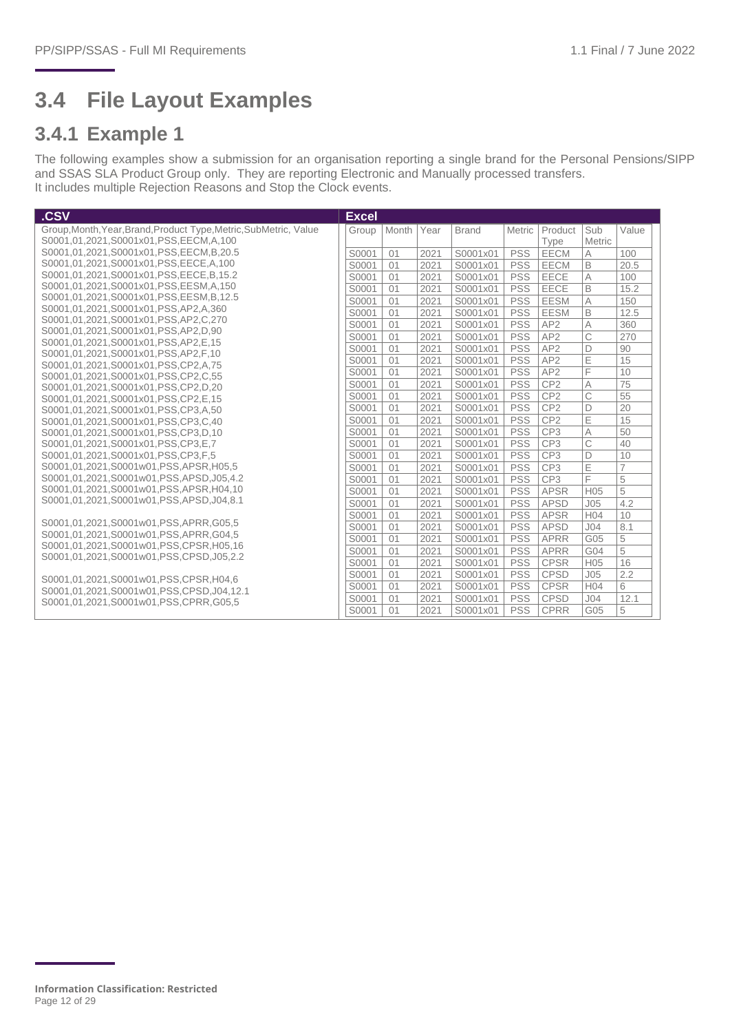# 3.4 File Layout Examples

## 3.4.1 Example 1

The following examples show a submission for an organisation reporting a single brand for the Personal Pensions/SIPP and SSAS SLA Product Group only. They are reporting Electronic and Manually processed transfers.
It includes multiple Rejection Reasons and Stop the Clock events.

**.CSV**

```
Group,Month,Year,Brand,Product Type,Metric,SubMetric, Value
S0001,01,2021,S0001x01,PSS,EECM,A,100
S0001,01,2021,S0001x01,PSS,EECM,B,20.5
S0001,01,2021,S0001x01,PSS,EECE,A,100
S0001,01,2021,S0001x01,PSS,EECE,B,15.2
S0001,01,2021,S0001x01,PSS,EESM,A,150
S0001,01,2021,S0001x01,PSS,EESM,B,12.5
S0001,01,2021,S0001x01,PSS,AP2,A,360
S0001,01,2021,S0001x01,PSS,AP2,C,270
S0001,01,2021,S0001x01,PSS,AP2,D,90
S0001,01,2021,S0001x01,PSS,AP2,E,15
S0001,01,2021,S0001x01,PSS,AP2,F,10
S0001,01,2021,S0001x01,PSS,CP2,A,75
S0001,01,2021,S0001x01,PSS,CP2,C,55
S0001,01,2021,S0001x01,PSS,CP2,D,20
S0001,01,2021,S0001x01,PSS,CP2,E,15
S0001,01,2021,S0001x01,PSS,CP3,A,50
S0001,01,2021,S0001x01,PSS,CP3,C,40
S0001,01,2021,S0001x01,PSS,CP3,D,10
S0001,01,2021,S0001x01,PSS,CP3,E,7
S0001,01,2021,S0001x01,PSS,CP3,F,5
S0001,01,2021,S0001w01,PSS,APSR,H05,5
S0001,01,2021,S0001w01,PSS,APSD,J05,4.2
S0001,01,2021,S0001w01,PSS,APSR,H04,10
S0001,01,2021,S0001w01,PSS,APSD,J04,8.1

S0001,01,2021,S0001w01,PSS,APRR,G05,5
S0001,01,2021,S0001w01,PSS,APRR,G04,5
S0001,01,2021,S0001w01,PSS,CPSR,H05,16
S0001,01,2021,S0001w01,PSS,CPSD,J05,2.2

S0001,01,2021,S0001w01,PSS,CPSR,H04,6
S0001,01,2021,S0001w01,PSS,CPSD,J04,12.1
S0001,01,2021,S0001w01,PSS,CPRR,G05,5
```

**Excel**

| Group | Month | Year | Brand | Metric | Product Type | Sub Metric | Value |
|---|---|---|---|---|---|---|---|
| S0001 | 01 | 2021 | S0001x01 | PSS | EECM | A | 100 |
| S0001 | 01 | 2021 | S0001x01 | PSS | EECM | B | 20.5 |
| S0001 | 01 | 2021 | S0001x01 | PSS | EECE | A | 100 |
| S0001 | 01 | 2021 | S0001x01 | PSS | EECE | B | 15.2 |
| S0001 | 01 | 2021 | S0001x01 | PSS | EESM | A | 150 |
| S0001 | 01 | 2021 | S0001x01 | PSS | EESM | B | 12.5 |
| S0001 | 01 | 2021 | S0001x01 | PSS | AP2 | A | 360 |
| S0001 | 01 | 2021 | S0001x01 | PSS | AP2 | C | 270 |
| S0001 | 01 | 2021 | S0001x01 | PSS | AP2 | D | 90 |
| S0001 | 01 | 2021 | S0001x01 | PSS | AP2 | E | 15 |
| S0001 | 01 | 2021 | S0001x01 | PSS | AP2 | F | 10 |
| S0001 | 01 | 2021 | S0001x01 | PSS | CP2 | A | 75 |
| S0001 | 01 | 2021 | S0001x01 | PSS | CP2 | C | 55 |
| S0001 | 01 | 2021 | S0001x01 | PSS | CP2 | D | 20 |
| S0001 | 01 | 2021 | S0001x01 | PSS | CP2 | E | 15 |
| S0001 | 01 | 2021 | S0001x01 | PSS | CP3 | A | 50 |
| S0001 | 01 | 2021 | S0001x01 | PSS | CP3 | C | 40 |
| S0001 | 01 | 2021 | S0001x01 | PSS | CP3 | D | 10 |
| S0001 | 01 | 2021 | S0001x01 | PSS | CP3 | E | 7 |
| S0001 | 01 | 2021 | S0001x01 | PSS | CP3 | F | 5 |
| S0001 | 01 | 2021 | S0001x01 | PSS | APSR | H05 | 5 |
| S0001 | 01 | 2021 | S0001x01 | PSS | APSD | J05 | 4.2 |
| S0001 | 01 | 2021 | S0001x01 | PSS | APSR | H04 | 10 |
| S0001 | 01 | 2021 | S0001x01 | PSS | APSD | J04 | 8.1 |
| S0001 | 01 | 2021 | S0001x01 | PSS | APRR | G05 | 5 |
| S0001 | 01 | 2021 | S0001x01 | PSS | APRR | G04 | 5 |
| S0001 | 01 | 2021 | S0001x01 | PSS | CPSR | H05 | 16 |
| S0001 | 01 | 2021 | S0001x01 | PSS | CPSD | J05 | 2.2 |
| S0001 | 01 | 2021 | S0001x01 | PSS | CPSR | H04 | 6 |
| S0001 | 01 | 2021 | S0001x01 | PSS | CPSD | J04 | 12.1 |
| S0001 | 01 | 2021 | S0001x01 | PSS | CPRR | G05 | 5 |

**Information Classification: Restricted**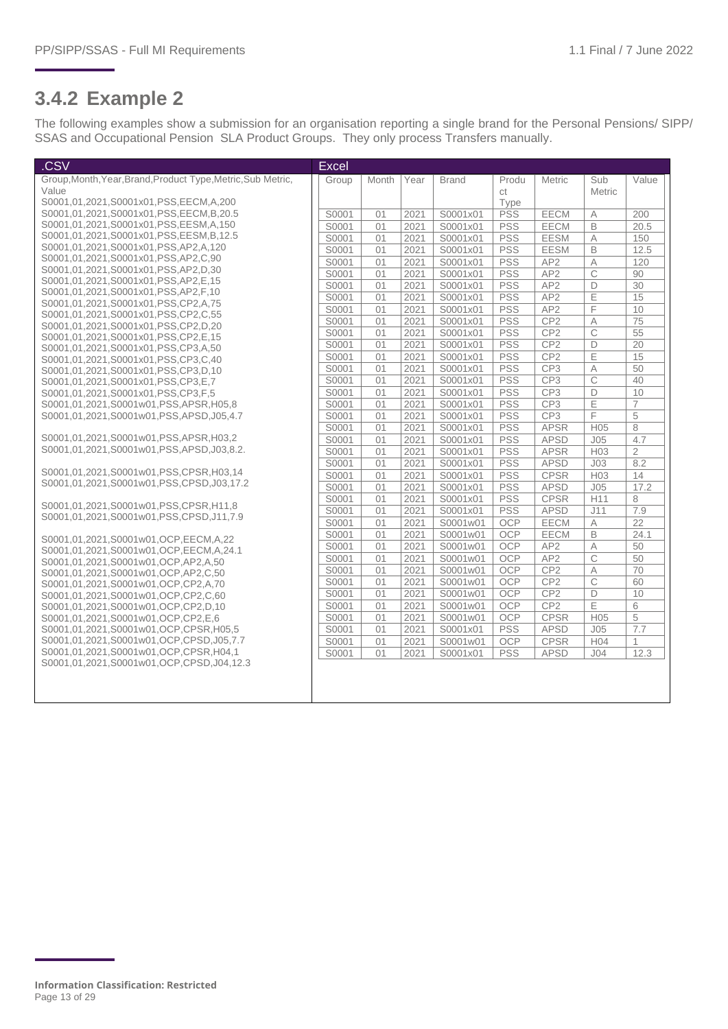## 3.4.2 Example 2

The following examples show a submission for an organisation reporting a single brand for the Personal Pensions/ SIPP/ SSAS and Occupational Pension SLA Product Groups. They only process Transfers manually.

**.CSV**

```
Group,Month,Year,Brand,Product Type,Metric,Sub Metric,
Value
S0001,01,2021,S0001x01,PSS,EECM,A,200
S0001,01,2021,S0001x01,PSS,EECM,B,20.5
S0001,01,2021,S0001x01,PSS,EESM,A,150
S0001,01,2021,S0001x01,PSS,EESM,B,12.5
S0001,01,2021,S0001x01,PSS,AP2,A,120
S0001,01,2021,S0001x01,PSS,AP2,C,90
S0001,01,2021,S0001x01,PSS,AP2,D,30
S0001,01,2021,S0001x01,PSS,AP2,E,15
S0001,01,2021,S0001x01,PSS,AP2,F,10
S0001,01,2021,S0001x01,PSS,CP2,A,75
S0001,01,2021,S0001x01,PSS,CP2,C,55
S0001,01,2021,S0001x01,PSS,CP2,D,20
S0001,01,2021,S0001x01,PSS,CP2,E,15
S0001,01,2021,S0001x01,PSS,CP3,A,50
S0001,01,2021,S0001x01,PSS,CP3,C,40
S0001,01,2021,S0001x01,PSS,CP3,D,10
S0001,01,2021,S0001x01,PSS,CP3,E,7
S0001,01,2021,S0001x01,PSS,CP3,F,5
S0001,01,2021,S0001w01,PSS,APSR,H05,8
S0001,01,2021,S0001w01,PSS,APSD,J05,4.7

S0001,01,2021,S0001w01,PSS,APSR,H03,2
S0001,01,2021,S0001w01,PSS,APSD,J03,8.2.

S0001,01,2021,S0001w01,PSS,CPSR,H03,14
S0001,01,2021,S0001w01,PSS,CPSD,J03,17.2

S0001,01,2021,S0001w01,PSS,CPSR,H11,8
S0001,01,2021,S0001w01,PSS,CPSD,J11,7.9

S0001,01,2021,S0001w01,OCP,EECM,A,22
S0001,01,2021,S0001w01,OCP,EECM,A,24.1
S0001,01,2021,S0001w01,OCP,AP2,A,50
S0001,01,2021,S0001w01,OCP,AP2,C,50
S0001,01,2021,S0001w01,OCP,CP2,A,70
S0001,01,2021,S0001w01,OCP,CP2,C,60
S0001,01,2021,S0001w01,OCP,CP2,D,10
S0001,01,2021,S0001w01,OCP,CP2,E,6
S0001,01,2021,S0001w01,OCP,CPSR,H05,5
S0001,01,2021,S0001w01,OCP,CPSD,J05,7.7
S0001,01,2021,S0001w01,OCP,CPSR,H04,1
S0001,01,2021,S0001w01,OCP,CPSD,J04,12.3
```

**Excel**

| Group | Month | Year | Brand | Product Type | Metric | Sub Metric | Value |
|---|---|---|---|---|---|---|---|
| S0001 | 01 | 2021 | S0001x01 | PSS | EECM | A | 200 |
| S0001 | 01 | 2021 | S0001x01 | PSS | EECM | B | 20.5 |
| S0001 | 01 | 2021 | S0001x01 | PSS | EESM | A | 150 |
| S0001 | 01 | 2021 | S0001x01 | PSS | EESM | B | 12.5 |
| S0001 | 01 | 2021 | S0001x01 | PSS | AP2 | A | 120 |
| S0001 | 01 | 2021 | S0001x01 | PSS | AP2 | C | 90 |
| S0001 | 01 | 2021 | S0001x01 | PSS | AP2 | D | 30 |
| S0001 | 01 | 2021 | S0001x01 | PSS | AP2 | E | 15 |
| S0001 | 01 | 2021 | S0001x01 | PSS | AP2 | F | 10 |
| S0001 | 01 | 2021 | S0001x01 | PSS | CP2 | A | 75 |
| S0001 | 01 | 2021 | S0001x01 | PSS | CP2 | C | 55 |
| S0001 | 01 | 2021 | S0001x01 | PSS | CP2 | D | 20 |
| S0001 | 01 | 2021 | S0001x01 | PSS | CP2 | E | 15 |
| S0001 | 01 | 2021 | S0001x01 | PSS | CP3 | A | 50 |
| S0001 | 01 | 2021 | S0001x01 | PSS | CP3 | C | 40 |
| S0001 | 01 | 2021 | S0001x01 | PSS | CP3 | D | 10 |
| S0001 | 01 | 2021 | S0001x01 | PSS | CP3 | E | 7 |
| S0001 | 01 | 2021 | S0001x01 | PSS | CP3 | F | 5 |
| S0001 | 01 | 2021 | S0001x01 | PSS | APSR | H05 | 8 |
| S0001 | 01 | 2021 | S0001x01 | PSS | APSD | J05 | 4.7 |
| S0001 | 01 | 2021 | S0001x01 | PSS | APSR | H03 | 2 |
| S0001 | 01 | 2021 | S0001x01 | PSS | APSD | J03 | 8.2 |
| S0001 | 01 | 2021 | S0001x01 | PSS | CPSR | H03 | 14 |
| S0001 | 01 | 2021 | S0001x01 | PSS | APSD | J05 | 17.2 |
| S0001 | 01 | 2021 | S0001x01 | PSS | CPSR | H11 | 8 |
| S0001 | 01 | 2021 | S0001x01 | PSS | APSD | J11 | 7.9 |
| S0001 | 01 | 2021 | S0001w01 | OCP | EECM | A | 22 |
| S0001 | 01 | 2021 | S0001w01 | OCP | EECM | B | 24.1 |
| S0001 | 01 | 2021 | S0001w01 | OCP | AP2 | A | 50 |
| S0001 | 01 | 2021 | S0001w01 | OCP | AP2 | C | 50 |
| S0001 | 01 | 2021 | S0001w01 | OCP | CP2 | A | 70 |
| S0001 | 01 | 2021 | S0001w01 | OCP | CP2 | C | 60 |
| S0001 | 01 | 2021 | S0001w01 | OCP | CP2 | D | 10 |
| S0001 | 01 | 2021 | S0001w01 | OCP | CP2 | E | 6 |
| S0001 | 01 | 2021 | S0001w01 | OCP | CPSR | H05 | 5 |
| S0001 | 01 | 2021 | S0001x01 | PSS | APSD | J05 | 7.7 |
| S0001 | 01 | 2021 | S0001w01 | OCP | CPSR | H04 | 1 |
| S0001 | 01 | 2021 | S0001x01 | PSS | APSD | J04 | 12.3 |

**Information Classification: Restricted**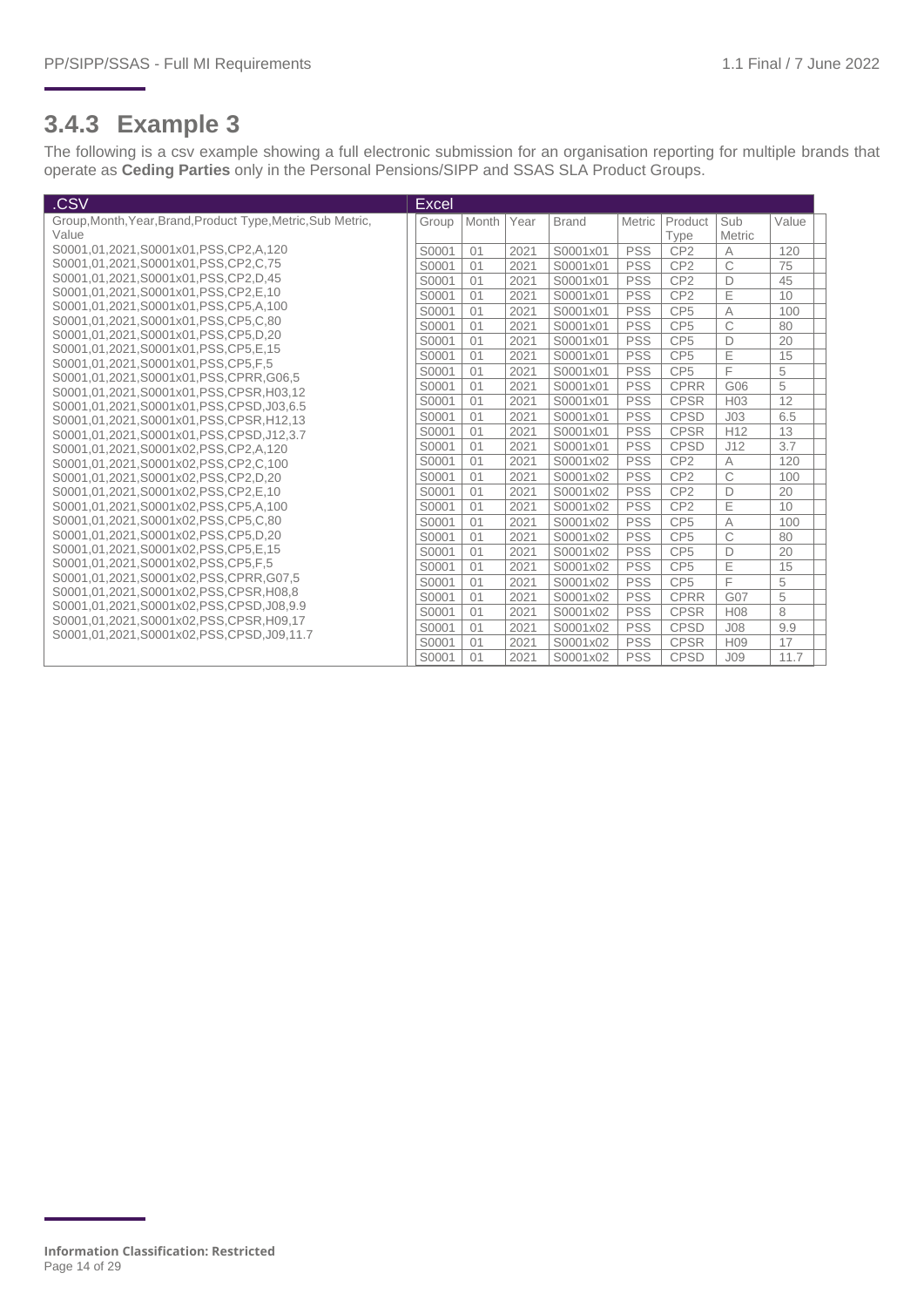## 3.4.3 Example 3

The following is a csv example showing a full electronic submission for an organisation reporting for multiple brands that operate as **Ceding Parties** only in the Personal Pensions/SIPP and SSAS SLA Product Groups.

**.CSV**

```
Group,Month,Year,Brand,Product Type,Metric,Sub Metric,
Value
S0001,01,2021,S0001x01,PSS,CP2,A,120
S0001,01,2021,S0001x01,PSS,CP2,C,75
S0001,01,2021,S0001x01,PSS,CP2,D,45
S0001,01,2021,S0001x01,PSS,CP2,E,10
S0001,01,2021,S0001x01,PSS,CP5,A,100
S0001,01,2021,S0001x01,PSS,CP5,C,80
S0001,01,2021,S0001x01,PSS,CP5,D,20
S0001,01,2021,S0001x01,PSS,CP5,E,15
S0001,01,2021,S0001x01,PSS,CP5,F,5
S0001,01,2021,S0001x01,PSS,CPRR,G06,5
S0001,01,2021,S0001x01,PSS,CPSR,H03,12
S0001,01,2021,S0001x01,PSS,CPSD,J03,6.5
S0001,01,2021,S0001x01,PSS,CPSR,H12,13
S0001,01,2021,S0001x01,PSS,CPSD,J12,3.7
S0001,01,2021,S0001x02,PSS,CP2,A,120
S0001,01,2021,S0001x02,PSS,CP2,C,100
S0001,01,2021,S0001x02,PSS,CP2,D,20
S0001,01,2021,S0001x02,PSS,CP2,E,10
S0001,01,2021,S0001x02,PSS,CP5,A,100
S0001,01,2021,S0001x02,PSS,CP5,C,80
S0001,01,2021,S0001x02,PSS,CP5,D,20
S0001,01,2021,S0001x02,PSS,CP5,E,15
S0001,01,2021,S0001x02,PSS,CP5,F,5
S0001,01,2021,S0001x02,PSS,CPRR,G07,5
S0001,01,2021,S0001x02,PSS,CPSR,H08,8
S0001,01,2021,S0001x02,PSS,CPSD,J08,9.9
S0001,01,2021,S0001x02,PSS,CPSR,H09,17
S0001,01,2021,S0001x02,PSS,CPSD,J09,11.7
```

**Excel**

| Group | Month | Year | Brand | Metric | Product Type | Sub Metric | Value |
|---|---|---|---|---|---|---|---|
| S0001 | 01 | 2021 | S0001x01 | PSS | CP2 | A | 120 |
| S0001 | 01 | 2021 | S0001x01 | PSS | CP2 | C | 75 |
| S0001 | 01 | 2021 | S0001x01 | PSS | CP2 | D | 45 |
| S0001 | 01 | 2021 | S0001x01 | PSS | CP2 | E | 10 |
| S0001 | 01 | 2021 | S0001x01 | PSS | CP5 | A | 100 |
| S0001 | 01 | 2021 | S0001x01 | PSS | CP5 | C | 80 |
| S0001 | 01 | 2021 | S0001x01 | PSS | CP5 | D | 20 |
| S0001 | 01 | 2021 | S0001x01 | PSS | CP5 | E | 15 |
| S0001 | 01 | 2021 | S0001x01 | PSS | CP5 | F | 5 |
| S0001 | 01 | 2021 | S0001x01 | PSS | CPRR | G06 | 5 |
| S0001 | 01 | 2021 | S0001x01 | PSS | CPSR | H03 | 12 |
| S0001 | 01 | 2021 | S0001x01 | PSS | CPSD | J03 | 6.5 |
| S0001 | 01 | 2021 | S0001x01 | PSS | CPSR | H12 | 13 |
| S0001 | 01 | 2021 | S0001x01 | PSS | CPSD | J12 | 3.7 |
| S0001 | 01 | 2021 | S0001x02 | PSS | CP2 | A | 120 |
| S0001 | 01 | 2021 | S0001x02 | PSS | CP2 | C | 100 |
| S0001 | 01 | 2021 | S0001x02 | PSS | CP2 | D | 20 |
| S0001 | 01 | 2021 | S0001x02 | PSS | CP2 | E | 10 |
| S0001 | 01 | 2021 | S0001x02 | PSS | CP5 | A | 100 |
| S0001 | 01 | 2021 | S0001x02 | PSS | CP5 | C | 80 |
| S0001 | 01 | 2021 | S0001x02 | PSS | CP5 | D | 20 |
| S0001 | 01 | 2021 | S0001x02 | PSS | CP5 | E | 15 |
| S0001 | 01 | 2021 | S0001x02 | PSS | CP5 | F | 5 |
| S0001 | 01 | 2021 | S0001x02 | PSS | CPRR | G07 | 5 |
| S0001 | 01 | 2021 | S0001x02 | PSS | CPSR | H08 | 8 |
| S0001 | 01 | 2021 | S0001x02 | PSS | CPSD | J08 | 9.9 |
| S0001 | 01 | 2021 | S0001x02 | PSS | CPSR | H09 | 17 |
| S0001 | 01 | 2021 | S0001x02 | PSS | CPSD | J09 | 11.7 |

**Information Classification: Restricted**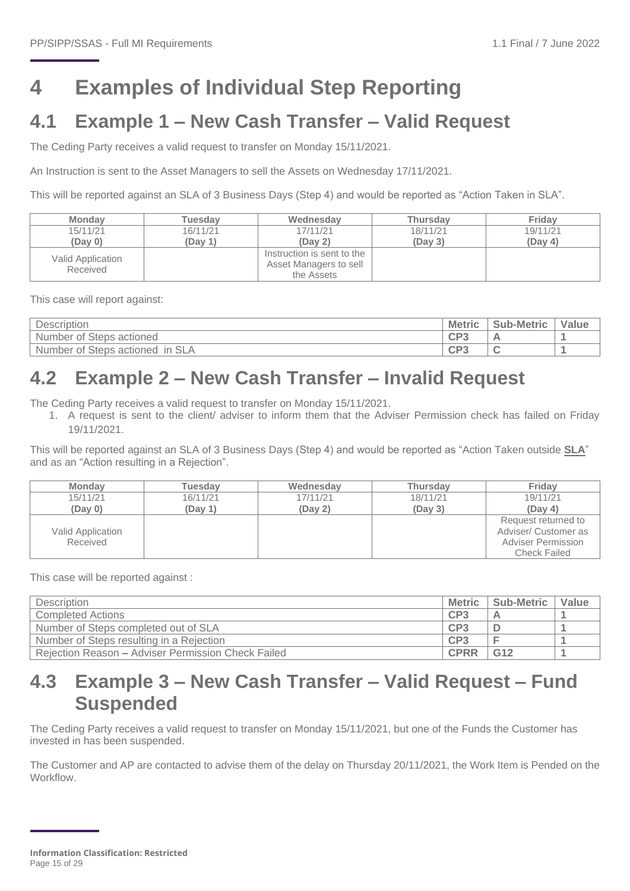# 4 Examples of Individual Step Reporting

## 4.1 Example 1 – New Cash Transfer – Valid Request

The Ceding Party receives a valid request to transfer on Monday 15/11/2021.

An Instruction is sent to the Asset Managers to sell the Assets on Wednesday 17/11/2021.

This will be reported against an SLA of 3 Business Days (Step 4) and would be reported as "Action Taken in SLA".

| Monday | Tuesday | Wednesday | Thursday | Friday |
|---|---|---|---|---|
| 15/11/21 **(Day 0)** | 16/11/21 **(Day 1)** | 17/11/21 **(Day 2)** | 18/11/21 **(Day 3)** | 19/11/21 **(Day 4)** |
| Valid Application Received | | Instruction is sent to the Asset Managers to sell the Assets | | |

This case will report against:

| Description | Metric | Sub-Metric | Value |
|---|---|---|---|
| Number of Steps actioned | CP3 | A | 1 |
| Number of Steps actioned in SLA | CP3 | C | 1 |

## 4.2 Example 2 – New Cash Transfer – Invalid Request

The Ceding Party receives a valid request to transfer on Monday 15/11/2021.

1. A request is sent to the client/ adviser to inform them that the Adviser Permission check has failed on Friday 19/11/2021.

This will be reported against an SLA of 3 Business Days (Step 4) and would be reported as "Action Taken outside **SLA**" and as an "Action resulting in a Rejection".

| Monday | Tuesday | Wednesday | Thursday | Friday |
|---|---|---|---|---|
| 15/11/21 **(Day 0)** | 16/11/21 **(Day 1)** | 17/11/21 **(Day 2)** | 18/11/21 **(Day 3)** | 19/11/21 **(Day 4)** |
| Valid Application Received | | | | Request returned to Adviser/ Customer as Adviser Permission Check Failed |

This case will be reported against :

| Description | Metric | Sub-Metric | Value |
|---|---|---|---|
| Completed Actions | CP3 | A | 1 |
| Number of Steps completed out of SLA | CP3 | D | 1 |
| Number of Steps resulting in a Rejection | CP3 | F | 1 |
| Rejection Reason **–** Adviser Permission Check Failed | CPRR | G12 | 1 |

## 4.3 Example 3 – New Cash Transfer – Valid Request – Fund Suspended

The Ceding Party receives a valid request to transfer on Monday 15/11/2021, but one of the Funds the Customer has invested in has been suspended.

The Customer and AP are contacted to advise them of the delay on Thursday 20/11/2021, the Work Item is Pended on the Workflow.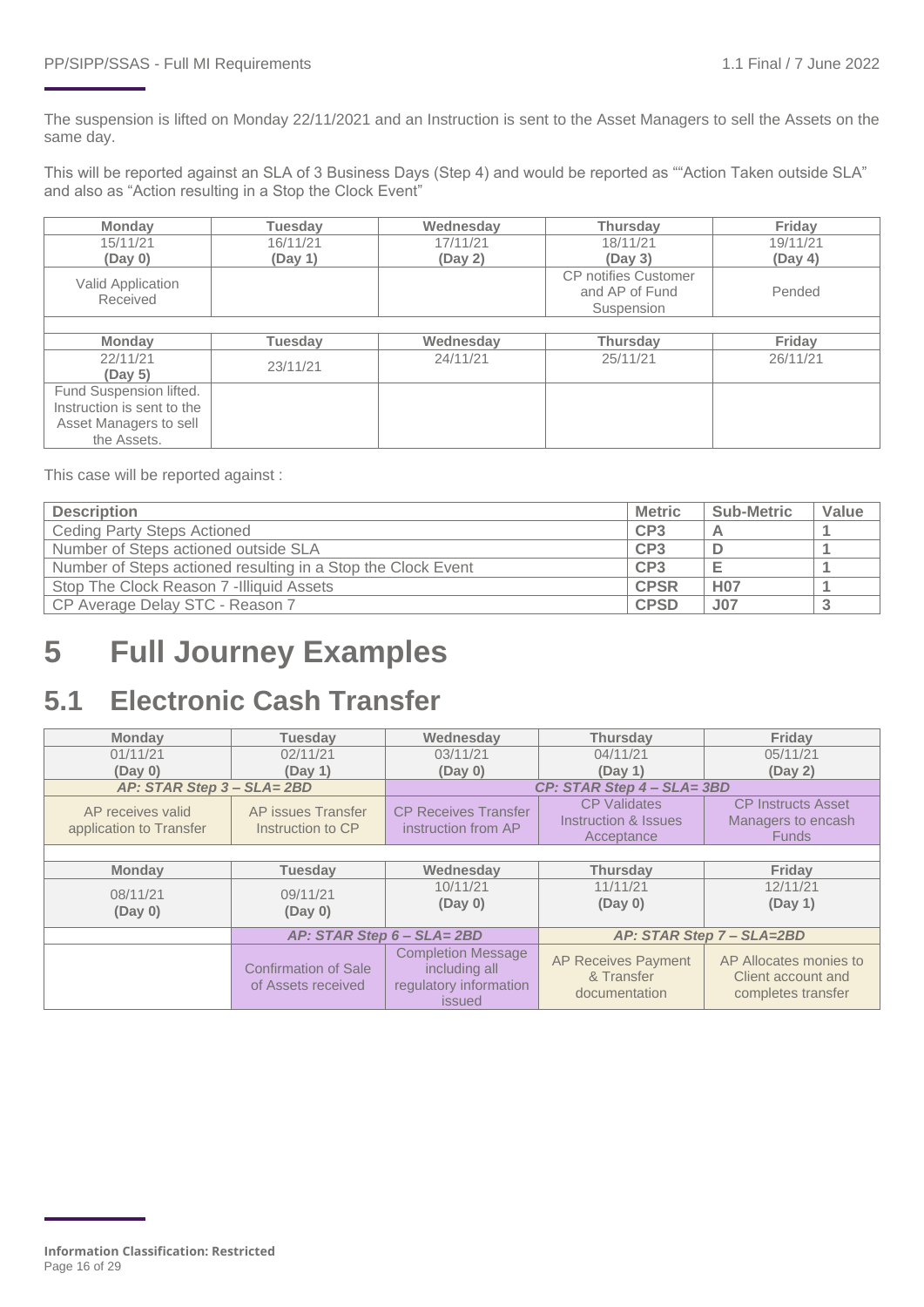The suspension is lifted on Monday 22/11/2021 and an Instruction is sent to the Asset Managers to sell the Assets on the same day.

This will be reported against an SLA of 3 Business Days (Step 4) and would be reported as ""Action Taken outside SLA" and also as "Action resulting in a Stop the Clock Event"

| Monday | Tuesday | Wednesday | Thursday | Friday |
|---|---|---|---|---|
| 15/11/21 **(Day 0)** | 16/11/21 **(Day 1)** | 17/11/21 **(Day 2)** | 18/11/21 **(Day 3)** | 19/11/21 **(Day 4)** |
| Valid Application Received | | | CP notifies Customer and AP of Fund Suspension | Pended |
| | | | | |
| **Monday** | **Tuesday** | **Wednesday** | **Thursday** | **Friday** |
| 22/11/21 **(Day 5)** | 23/11/21 | 24/11/21 | 25/11/21 | 26/11/21 |
| Fund Suspension lifted. Instruction is sent to the Asset Managers to sell the Assets. | | | | |

This case will be reported against :

| Description | Metric | Sub-Metric | Value |
|---|---|---|---|
| Ceding Party Steps Actioned | CP3 | A | 1 |
| Number of Steps actioned outside SLA | CP3 | D | 1 |
| Number of Steps actioned resulting in a Stop the Clock Event | CP3 | E | 1 |
| Stop The Clock Reason 7 -Illiquid Assets | CPSR | H07 | 1 |
| CP Average Delay STC - Reason 7 | CPSD | J07 | 3 |

# 5 Full Journey Examples

## 5.1 Electronic Cash Transfer

| Monday | Tuesday | Wednesday | Thursday | Friday |
|---|---|---|---|---|
| 01/11/21 **(Day 0)** | 02/11/21 **(Day 1)** | 03/11/21 **(Day 0)** | 04/11/21 **(Day 1)** | 05/11/21 **(Day 2)** |
| ***AP: STAR Step 3 – SLA= 2BD*** | | ***CP: STAR Step 4 – SLA= 3BD*** | | |
| AP receives valid application to Transfer | AP issues Transfer Instruction to CP | CP Receives Transfer instruction from AP | CP Validates Instruction & Issues Acceptance | CP Instructs Asset Managers to encash Funds |
| | | | | |
| **Monday** | **Tuesday** | **Wednesday** | **Thursday** | **Friday** |
| 08/11/21 **(Day 0)** | 09/11/21 **(Day 0)** | 10/11/21 **(Day 0)** | 11/11/21 **(Day 0)** | 12/11/21 **(Day 1)** |
| | ***AP: STAR Step 6 – SLA= 2BD*** | | ***AP: STAR Step 7 – SLA=2BD*** | |
| | Confirmation of Sale of Assets received | Completion Message including all regulatory information issued | AP Receives Payment & Transfer documentation | AP Allocates monies to Client account and completes transfer |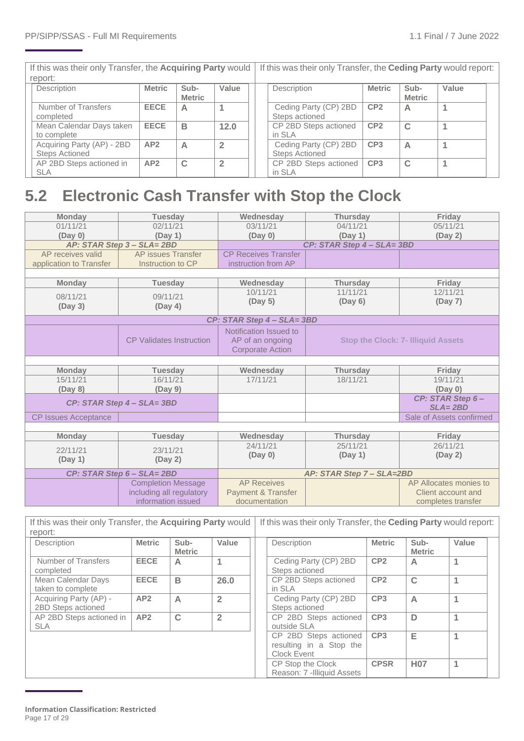| If this was their only Transfer, the **Acquiring Party** would report: | | | |
|---|---|---|---|
| Description | Metric | Sub-Metric | Value |
| Number of Transfers completed | **EECE** | **A** | **1** |
| Mean Calendar Days taken to complete | **EECE** | **B** | **12.0** |
| Acquiring Party (AP) - 2BD Steps Actioned | **AP2** | **A** | **2** |
| AP 2BD Steps actioned in SLA | **AP2** | **C** | **2** |

| If this was their only Transfer, the **Ceding Party** would report: | | | |
|---|---|---|---|
| Description | Metric | Sub-Metric | Value |
| Ceding Party (CP) 2BD Steps actioned | **CP2** | **A** | **1** |
| CP 2BD Steps actioned in SLA | **CP2** | **C** | **1** |
| Ceding Party (CP) 2BD Steps Actioned | **CP3** | **A** | **1** |
| CP 2BD Steps actioned in SLA | **CP3** | **C** | **1** |

## 5.2 Electronic Cash Transfer with Stop the Clock

| Monday | Tuesday | Wednesday | Thursday | Friday |
|---|---|---|---|---|
| 01/11/21 **(Day 0)** | 02/11/21 **(Day 1)** | 03/11/21 **(Day 0)** | 04/11/21 **(Day 1)** | 05/11/21 **(Day 2)** |
| ***AP: STAR Step 3 – SLA= 2BD*** | | ***CP: STAR Step 4 – SLA= 3BD*** | | |
| AP receives valid application to Transfer | AP issues Transfer Instruction to CP | CP Receives Transfer instruction from AP | | |

| Monday | Tuesday | Wednesday | Thursday | Friday |
|---|---|---|---|---|
| 08/11/21 **(Day 3)** | 09/11/21 **(Day 4)** | 10/11/21 **(Day 5)** | 11/11/21 **(Day 6)** | 12/11/21 **(Day 7)** |
| ***CP: STAR Step 4 – SLA= 3BD*** | | | | |
| | CP Validates Instruction | Notification Issued to AP of an ongoing Corporate Action | **Stop the Clock: 7- Illiquid Assets** | |

| Monday | Tuesday | Wednesday | Thursday | Friday |
|---|---|---|---|---|
| 15/11/21 **(Day 8)** | 16/11/21 **(Day 9)** | 17/11/21 | 18/11/21 | 19/11/21 **(Day 0)** |
| ***CP: STAR Step 4 – SLA= 3BD*** | | | | ***CP: STAR Step 6 – SLA= 2BD*** |
| CP Issues Acceptance | | | | Sale of Assets confirmed |

| Monday | Tuesday | Wednesday | Thursday | Friday |
|---|---|---|---|---|
| 22/11/21 **(Day 1)** | 23/11/21 **(Day 2)** | 24/11/21 **(Day 0)** | 25/11/21 **(Day 1)** | 26/11/21 **(Day 2)** |
| ***CP: STAR Step 6 – SLA= 2BD*** | | ***AP: STAR Step 7 – SLA=2BD*** | | |
| | Completion Message including all regulatory information issued | AP Receives Payment & Transfer documentation | | AP Allocates monies to Client account and completes transfer |

| If this was their only Transfer, the **Acquiring Party** would report: | | | |
|---|---|---|---|
| Description | Metric | Sub-Metric | Value |
| Number of Transfers completed | **EECE** | **A** | **1** |
| Mean Calendar Days taken to complete | **EECE** | **B** | **26.0** |
| Acquiring Party (AP) - 2BD Steps actioned | **AP2** | **A** | **2** |
| AP 2BD Steps actioned in SLA | **AP2** | **C** | **2** |

| If this was their only Transfer, the **Ceding Party** would report: | | | |
|---|---|---|---|
| Description | Metric | Sub-Metric | Value |
| Ceding Party (CP) 2BD Steps actioned | **CP2** | **A** | **1** |
| CP 2BD Steps actioned in SLA | **CP2** | **C** | **1** |
| Ceding Party (CP) 2BD Steps Actioned | **CP3** | **A** | **1** |
| CP 2BD Steps actioned outside SLA | **CP3** | **D** | **1** |
| CP 2BD Steps actioned resulting in a Stop the Clock Event | **CP3** | **E** | **1** |
| CP Stop the Clock Reason: 7 -Illiquid Assets | **CPSR** | **H07** | **1** |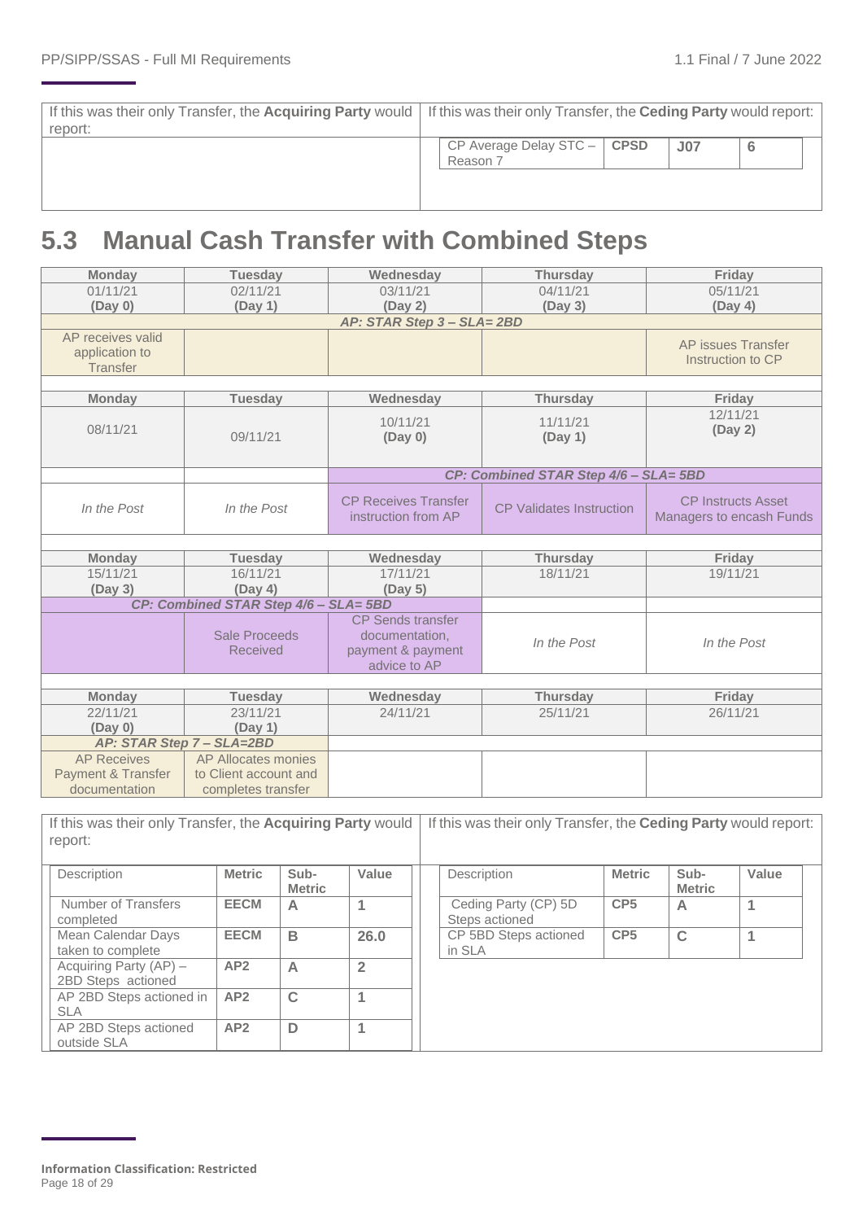| If this was their only Transfer, the **Acquiring Party** would report: | If this was their only Transfer, the **Ceding Party** would report: |
|---|---|
| | CP Average Delay STC – Reason 7 \| **CPSD** \| **J07** \| **6** |

## 5.3 Manual Cash Transfer with Combined Steps

| Monday | Tuesday | Wednesday | Thursday | Friday |
|---|---|---|---|---|
| 01/11/21 **(Day 0)** | 02/11/21 **(Day 1)** | 03/11/21 **(Day 2)** | 04/11/21 **(Day 3)** | 05/11/21 **(Day 4)** |
| | | ***AP: STAR Step 3 – SLA= 2BD*** | | |
| AP receives valid application to Transfer | | | | AP issues Transfer Instruction to CP |

| Monday | Tuesday | Wednesday | Thursday | Friday |
|---|---|---|---|---|
| 08/11/21 | 09/11/21 | 10/11/21 **(Day 0)** | 11/11/21 **(Day 1)** | 12/11/21 **(Day 2)** |
| | | | ***CP: Combined STAR Step 4/6 – SLA= 5BD*** | |
| *In the Post* | *In the Post* | CP Receives Transfer instruction from AP | CP Validates Instruction | CP Instructs Asset Managers to encash Funds |

| Monday | Tuesday | Wednesday | Thursday | Friday |
|---|---|---|---|---|
| 15/11/21 **(Day 3)** | 16/11/21 **(Day 4)** | 17/11/21 **(Day 5)** | 18/11/21 | 19/11/21 |
| | ***CP: Combined STAR Step 4/6 – SLA= 5BD*** | | | |
| | Sale Proceeds Received | CP Sends transfer documentation, payment & payment advice to AP | *In the Post* | *In the Post* |

| Monday | Tuesday | Wednesday | Thursday | Friday |
|---|---|---|---|---|
| 22/11/21 **(Day 0)** | 23/11/21 **(Day 1)** | 24/11/21 | 25/11/21 | 26/11/21 |
| ***AP: STAR Step 7 – SLA=2BD*** | | | | |
| AP Receives Payment & Transfer documentation | AP Allocates monies to Client account and completes transfer | | | |

If this was their only Transfer, the **Acquiring Party** would report:

| Description | Metric | Sub-Metric | Value |
|---|---|---|---|
| Number of Transfers completed | **EECM** | **A** | **1** |
| Mean Calendar Days taken to complete | **EECM** | **B** | **26.0** |
| Acquiring Party (AP) – 2BD Steps actioned | **AP2** | **A** | **2** |
| AP 2BD Steps actioned in SLA | **AP2** | **C** | **1** |
| AP 2BD Steps actioned outside SLA | **AP2** | **D** | **1** |

If this was their only Transfer, the **Ceding Party** would report:

| Description | Metric | Sub-Metric | Value |
|---|---|---|---|
| Ceding Party (CP) 5D Steps actioned | **CP5** | **A** | **1** |
| CP 5BD Steps actioned in SLA | **CP5** | **C** | **1** |

**Information Classification: Restricted**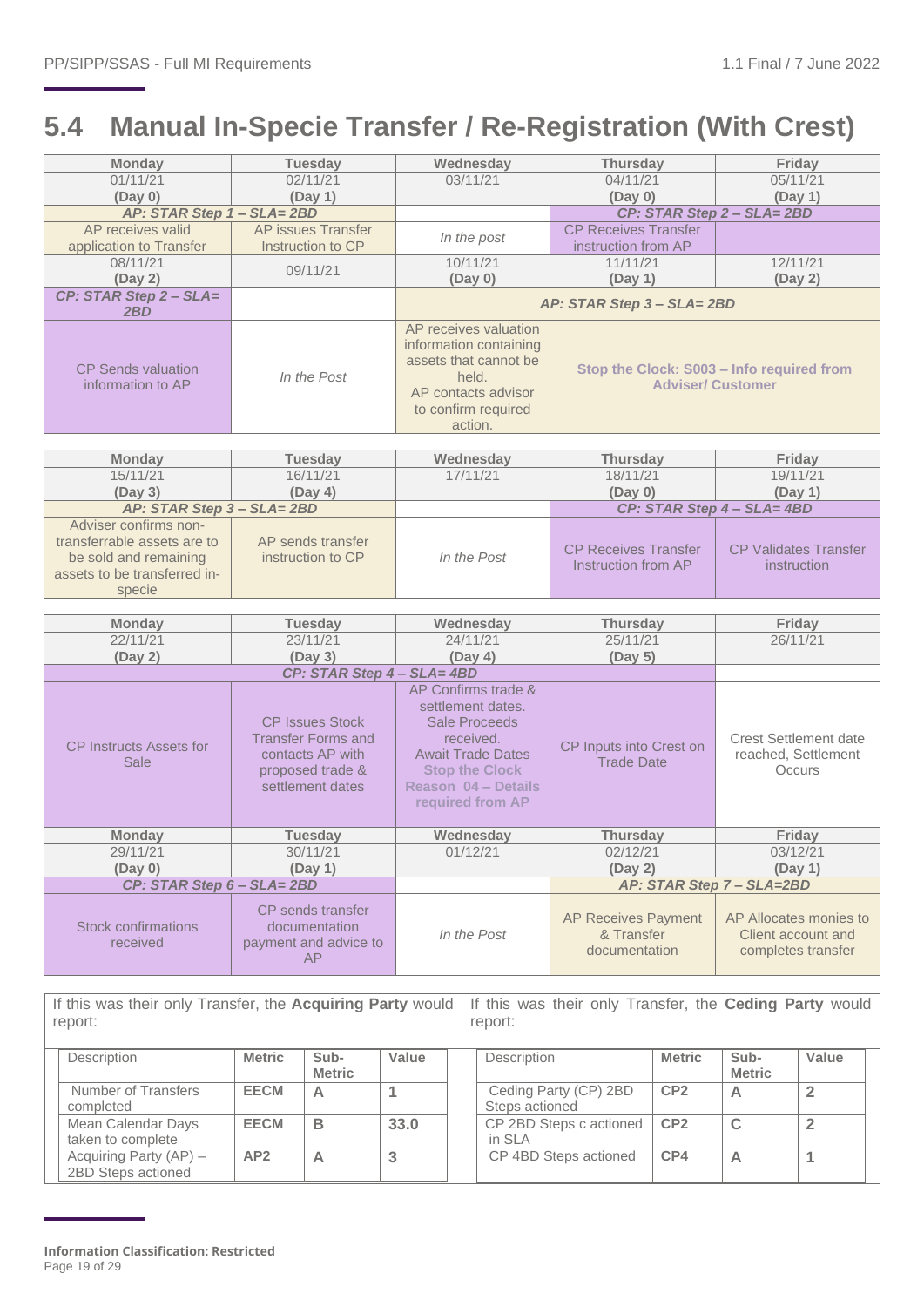## 5.4 Manual In-Specie Transfer / Re-Registration (With Crest)

| Monday | Tuesday | Wednesday | Thursday | Friday |
|---|---|---|---|---|
| 01/11/21 **(Day 0)** | 02/11/21 **(Day 1)** | 03/11/21 | 04/11/21 **(Day 0)** | 05/11/21 **(Day 1)** |
| ***AP: STAR Step 1 – SLA= 2BD*** | | | ***CP: STAR Step 2 – SLA= 2BD*** | |
| AP receives valid application to Transfer | AP issues Transfer Instruction to CP | *In the post* | CP Receives Transfer instruction from AP | |
| 08/11/21 **(Day 2)** | 09/11/21 | 10/11/21 **(Day 0)** | 11/11/21 **(Day 1)** | 12/11/21 **(Day 2)** |
| ***CP: STAR Step 2 – SLA= 2BD*** | | ***AP: STAR Step 3 – SLA= 2BD*** | | |
| CP Sends valuation information to AP | *In the Post* | AP receives valuation information containing assets that cannot be held. AP contacts advisor to confirm required action. | **Stop the Clock: S003 – Info required from Adviser/ Customer** | |
| | | | | |
| **Monday** | **Tuesday** | **Wednesday** | **Thursday** | **Friday** |
| 15/11/21 **(Day 3)** | 16/11/21 **(Day 4)** | 17/11/21 | 18/11/21 **(Day 0)** | 19/11/21 **(Day 1)** |
| ***AP: STAR Step 3 – SLA= 2BD*** | | | ***CP: STAR Step 4 – SLA= 4BD*** | |
| Adviser confirms non-transferrable assets are to be sold and remaining assets to be transferred in-specie | AP sends transfer instruction to CP | *In the Post* | CP Receives Transfer Instruction from AP | CP Validates Transfer instruction |
| | | | | |
| **Monday** | **Tuesday** | **Wednesday** | **Thursday** | **Friday** |
| 22/11/21 **(Day 2)** | 23/11/21 **(Day 3)** | 24/11/21 **(Day 4)** | 25/11/21 **(Day 5)** | 26/11/21 |
| ***CP: STAR Step 4 – SLA= 4BD*** | | | | |
| CP Instructs Assets for Sale | CP Issues Stock Transfer Forms and contacts AP with proposed trade & settlement dates | AP Confirms trade & settlement dates. Sale Proceeds received. Await Trade Dates **Stop the Clock Reason 04 – Details required from AP** | CP Inputs into Crest on Trade Date | Crest Settlement date reached, Settlement Occurs |
| **Monday** | **Tuesday** | **Wednesday** | **Thursday** | **Friday** |
| 29/11/21 **(Day 0)** | 30/11/21 **(Day 1)** | 01/12/21 | 02/12/21 **(Day 2)** | 03/12/21 **(Day 1)** |
| ***CP: STAR Step 6 – SLA= 2BD*** | | | ***AP: STAR Step 7 – SLA=2BD*** | |
| Stock confirmations received | CP sends transfer documentation payment and advice to AP | *In the Post* | AP Receives Payment & Transfer documentation | AP Allocates monies to Client account and completes transfer |

If this was their only Transfer, the **Acquiring Party** would report:

| Description | Metric | Sub-Metric | Value |
|---|---|---|---|
| Number of Transfers completed | **EECM** | **A** | **1** |
| Mean Calendar Days taken to complete | **EECM** | **B** | **33.0** |
| Acquiring Party (AP) – 2BD Steps actioned | **AP2** | **A** | **3** |

If this was their only Transfer, the **Ceding Party** would report:

| Description | Metric | Sub-Metric | Value |
|---|---|---|---|
| Ceding Party (CP) 2BD Steps actioned | **CP2** | **A** | **2** |
| CP 2BD Steps c actioned in SLA | **CP2** | **C** | **2** |
| CP 4BD Steps actioned | **CP4** | **A** | **1** |

**Information Classification: Restricted**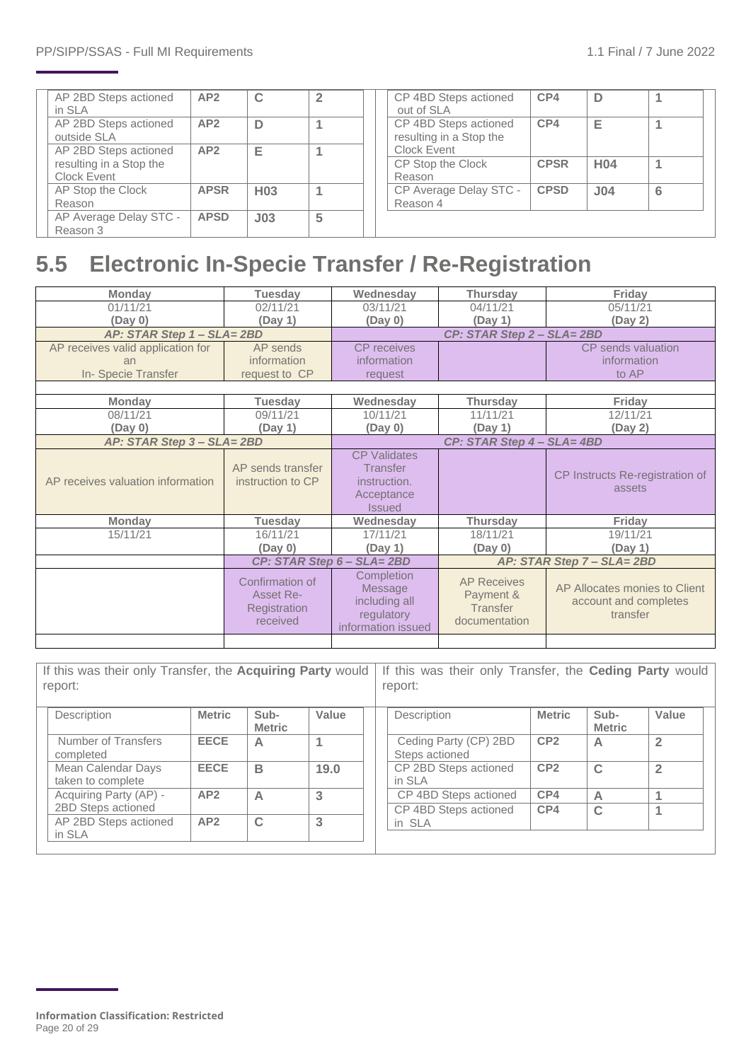| Description | Metric | Sub-Metric | Value |
|---|---|---|---|
| AP 2BD Steps actioned in SLA | AP2 | C | 2 |
| AP 2BD Steps actioned outside SLA | AP2 | D | 1 |
| AP 2BD Steps actioned resulting in a Stop the Clock Event | AP2 | E | 1 |
| AP Stop the Clock Reason | APSR | H03 | 1 |
| AP Average Delay STC - Reason 3 | APSD | J03 | 5 |

| Description | Metric | Sub-Metric | Value |
|---|---|---|---|
| CP 4BD Steps actioned out of SLA | CP4 | D | 1 |
| CP 4BD Steps actioned resulting in a Stop the Clock Event | CP4 | E | 1 |
| CP Stop the Clock Reason | CPSR | H04 | 1 |
| CP Average Delay STC - Reason 4 | CPSD | J04 | 6 |

## 5.5 Electronic In-Specie Transfer / Re-Registration

| Monday | Tuesday | Wednesday | Thursday | Friday |
|---|---|---|---|---|
| 01/11/21 (Day 0) | 02/11/21 (Day 1) | 03/11/21 (Day 0) | 04/11/21 (Day 1) | 05/11/21 (Day 2) |
| ***AP: STAR Step 1 – SLA= 2BD*** | | ***CP: STAR Step 2 – SLA= 2BD*** | | |
| AP receives valid application for an In- Specie Transfer | AP sends information request to CP | CP receives information request | | CP sends valuation information to AP |
| | | | | |
| **Monday** | **Tuesday** | **Wednesday** | **Thursday** | **Friday** |
| 08/11/21 (Day 0) | 09/11/21 (Day 1) | 10/11/21 (Day 0) | 11/11/21 (Day 1) | 12/11/21 (Day 2) |
| ***AP: STAR Step 3 – SLA= 2BD*** | | ***CP: STAR Step 4 – SLA= 4BD*** | | |
| AP receives valuation information | AP sends transfer instruction to CP | CP Validates Transfer instruction. Acceptance Issued | | CP Instructs Re-registration of assets |
| **Monday** | **Tuesday** | **Wednesday** | **Thursday** | **Friday** |
| 15/11/21 | 16/11/21 (Day 0) | 17/11/21 (Day 1) | 18/11/21 (Day 0) | 19/11/21 (Day 1) |
| | ***CP: STAR Step 6 – SLA= 2BD*** | | ***AP: STAR Step 7 – SLA= 2BD*** | |
| | Confirmation of Asset Re-Registration received | Completion Message including all regulatory information issued | AP Receives Payment & Transfer documentation | AP Allocates monies to Client account and completes transfer |

If this was their only Transfer, the **Acquiring Party** would report:

| Description | Metric | Sub-Metric | Value |
|---|---|---|---|
| Number of Transfers completed | EECE | A | 1 |
| Mean Calendar Days taken to complete | EECE | B | 19.0 |
| Acquiring Party (AP) - 2BD Steps actioned | AP2 | A | 3 |
| AP 2BD Steps actioned in SLA | AP2 | C | 3 |

If this was their only Transfer, the **Ceding Party** would report:

| Description | Metric | Sub-Metric | Value |
|---|---|---|---|
| Ceding Party (CP) 2BD Steps actioned | CP2 | A | 2 |
| CP 2BD Steps actioned in SLA | CP2 | C | 2 |
| CP 4BD Steps actioned | CP4 | A | 1 |
| CP 4BD Steps actioned in SLA | CP4 | C | 1 |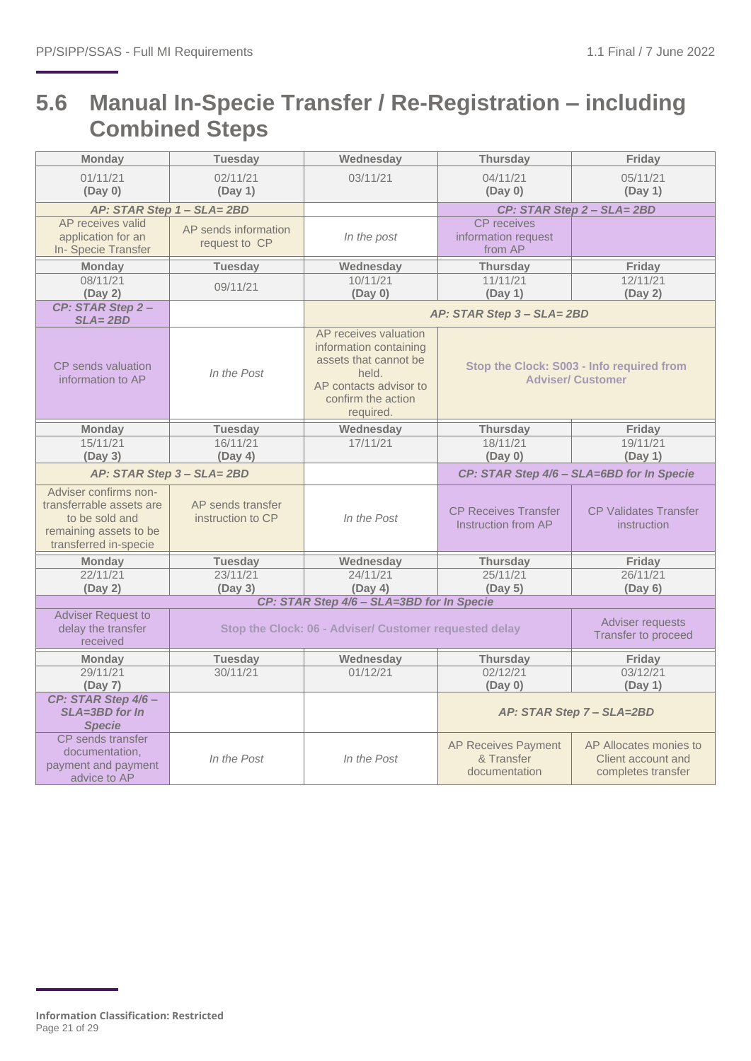## 5.6 Manual In-Specie Transfer / Re-Registration – including Combined Steps

| Monday | Tuesday | Wednesday | Thursday | Friday |
|---|---|---|---|---|
| 01/11/21 **(Day 0)** | 02/11/21 **(Day 1)** | 03/11/21 | 04/11/21 **(Day 0)** | 05/11/21 **(Day 1)** |
| ***AP: STAR Step 1 – SLA= 2BD*** | | | ***CP: STAR Step 2 – SLA= 2BD*** | |
| AP receives valid application for an In- Specie Transfer | AP sends information request to CP | *In the post* | CP receives information request from AP | |
| **Monday** | **Tuesday** | **Wednesday** | **Thursday** | **Friday** |
| 08/11/21 **(Day 2)** | 09/11/21 | 10/11/21 **(Day 0)** | 11/11/21 **(Day 1)** | 12/11/21 **(Day 2)** |
| ***CP: STAR Step 2 – SLA= 2BD*** | | ***AP: STAR Step 3 – SLA= 2BD*** | | |
| CP sends valuation information to AP | *In the Post* | AP receives valuation information containing assets that cannot be held. AP contacts advisor to confirm the action required. | **Stop the Clock: S003 - Info required from Adviser/ Customer** | |
| **Monday** | **Tuesday** | **Wednesday** | **Thursday** | **Friday** |
| 15/11/21 **(Day 3)** | 16/11/21 **(Day 4)** | 17/11/21 | 18/11/21 **(Day 0)** | 19/11/21 **(Day 1)** |
| ***AP: STAR Step 3 – SLA= 2BD*** | | | ***CP: STAR Step 4/6 – SLA=6BD for In Specie*** | |
| Adviser confirms non-transferrable assets are to be sold and remaining assets to be transferred in-specie | AP sends transfer instruction to CP | *In the Post* | CP Receives Transfer Instruction from AP | CP Validates Transfer instruction |
| **Monday** | **Tuesday** | **Wednesday** | **Thursday** | **Friday** |
| 22/11/21 **(Day 2)** | 23/11/21 **(Day 3)** | 24/11/21 **(Day 4)** | 25/11/21 **(Day 5)** | 26/11/21 **(Day 6)** |
| ***CP: STAR Step 4/6 – SLA=3BD for In Specie*** | | | | |
| Adviser Request to delay the transfer received | **Stop the Clock: 06 - Adviser/ Customer requested delay** | | | Adviser requests Transfer to proceed |
| **Monday** | **Tuesday** | **Wednesday** | **Thursday** | **Friday** |
| 29/11/21 **(Day 7)** | 30/11/21 | 01/12/21 | 02/12/21 **(Day 0)** | 03/12/21 **(Day 1)** |
| ***CP: STAR Step 4/6 – SLA=3BD for In Specie*** | | | ***AP: STAR Step 7 – SLA=2BD*** | |
| CP sends transfer documentation, payment and payment advice to AP | *In the Post* | *In the Post* | AP Receives Payment & Transfer documentation | AP Allocates monies to Client account and completes transfer |

**Information Classification: Restricted**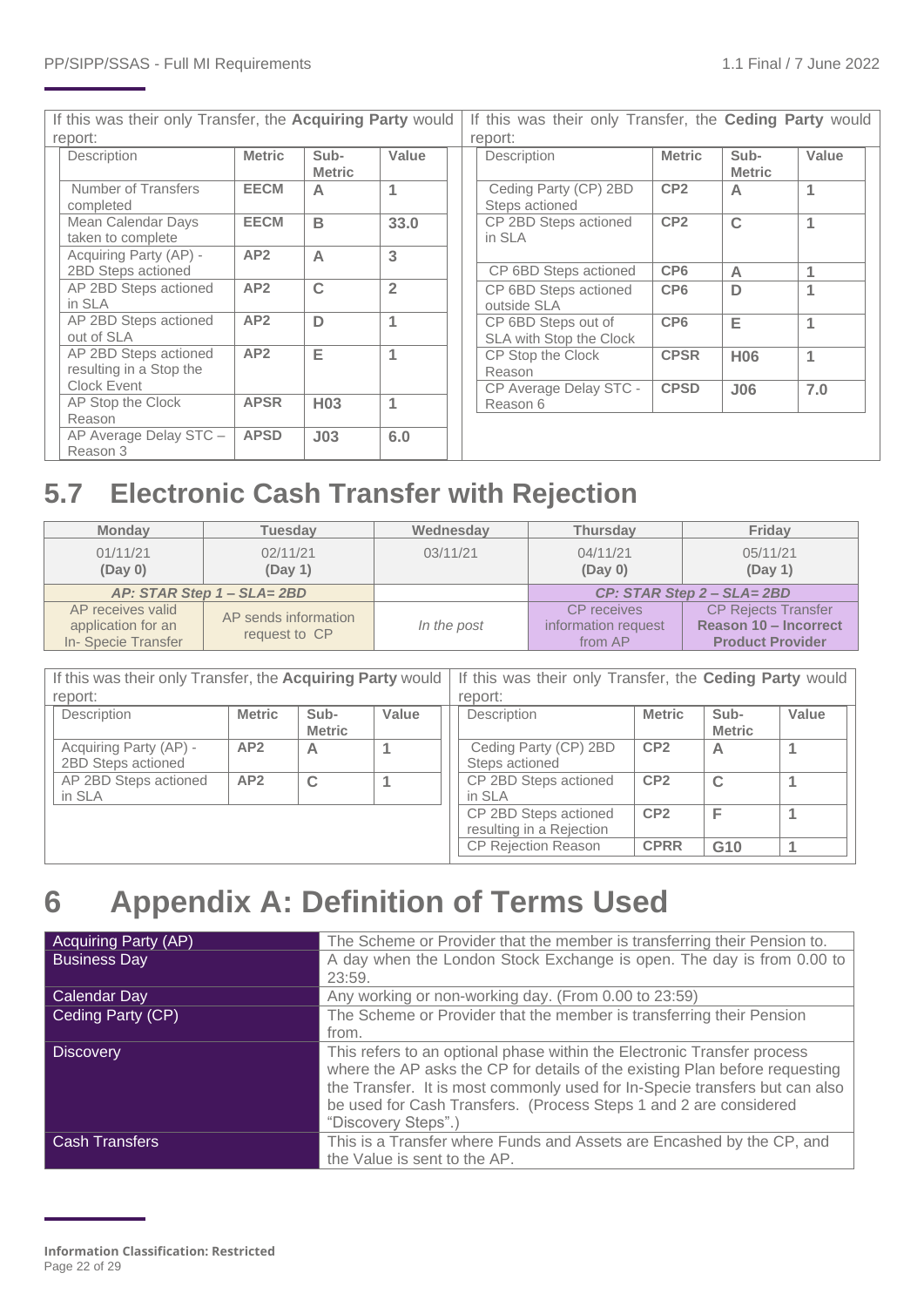If this was their only Transfer, the **Acquiring Party** would report:

| Description | Metric | Sub-Metric | Value |
|---|---|---|---|
| Number of Transfers completed | **EECM** | A | 1 |
| Mean Calendar Days taken to complete | **EECM** | B | **33.0** |
| Acquiring Party (AP) - 2BD Steps actioned | **AP2** | A | 3 |
| AP 2BD Steps actioned in SLA | **AP2** | C | 2 |
| AP 2BD Steps actioned out of SLA | **AP2** | D | 1 |
| AP 2BD Steps actioned resulting in a Stop the Clock Event | **AP2** | E | 1 |
| AP Stop the Clock Reason | **APSR** | **H03** | 1 |
| AP Average Delay STC – Reason 3 | **APSD** | **J03** | **6.0** |

If this was their only Transfer, the **Ceding Party** would report:

| Description | Metric | Sub-Metric | Value |
|---|---|---|---|
| Ceding Party (CP) 2BD Steps actioned | **CP2** | A | 1 |
| CP 2BD Steps actioned in SLA | **CP2** | C | 1 |
| CP 6BD Steps actioned | **CP6** | A | 1 |
| CP 6BD Steps actioned outside SLA | **CP6** | D | 1 |
| CP 6BD Steps out of SLA with Stop the Clock | **CP6** | E | 1 |
| CP Stop the Clock Reason | **CPSR** | **H06** | 1 |
| CP Average Delay STC - Reason 6 | **CPSD** | **J06** | **7.0** |

## 5.7 Electronic Cash Transfer with Rejection

| Monday | Tuesday | Wednesday | Thursday | Friday |
|---|---|---|---|---|
| 01/11/21 **(Day 0)** | 02/11/21 **(Day 1)** | 03/11/21 | 04/11/21 **(Day 0)** | 05/11/21 **(Day 1)** |
| ***AP: STAR Step 1 – SLA= 2BD*** | | | ***CP: STAR Step 2 – SLA= 2BD*** | |
| AP receives valid application for an In- Specie Transfer | AP sends information request to CP | *In the post* | CP receives information request from AP | CP Rejects Transfer **Reason 10 – Incorrect Product Provider** |

If this was their only Transfer, the **Acquiring Party** would report:

| Description | Metric | Sub-Metric | Value |
|---|---|---|---|
| Acquiring Party (AP) - 2BD Steps actioned | **AP2** | A | 1 |
| AP 2BD Steps actioned in SLA | **AP2** | C | 1 |

If this was their only Transfer, the **Ceding Party** would report:

| Description | Metric | Sub-Metric | Value |
|---|---|---|---|
| Ceding Party (CP) 2BD Steps actioned | **CP2** | A | 1 |
| CP 2BD Steps actioned in SLA | **CP2** | C | 1 |
| CP 2BD Steps actioned resulting in a Rejection | **CP2** | F | 1 |
| CP Rejection Reason | **CPRR** | **G10** | 1 |

# 6 Appendix A: Definition of Terms Used

| Term | Definition |
|---|---|
| Acquiring Party (AP) | The Scheme or Provider that the member is transferring their Pension to. |
| Business Day | A day when the London Stock Exchange is open. The day is from 0.00 to 23:59. |
| Calendar Day | Any working or non-working day. (From 0.00 to 23:59) |
| Ceding Party (CP) | The Scheme or Provider that the member is transferring their Pension from. |
| Discovery | This refers to an optional phase within the Electronic Transfer process where the AP asks the CP for details of the existing Plan before requesting the Transfer. It is most commonly used for In-Specie transfers but can also be used for Cash Transfers. (Process Steps 1 and 2 are considered "Discovery Steps".) |
| Cash Transfers | This is a Transfer where Funds and Assets are Encashed by the CP, and the Value is sent to the AP. |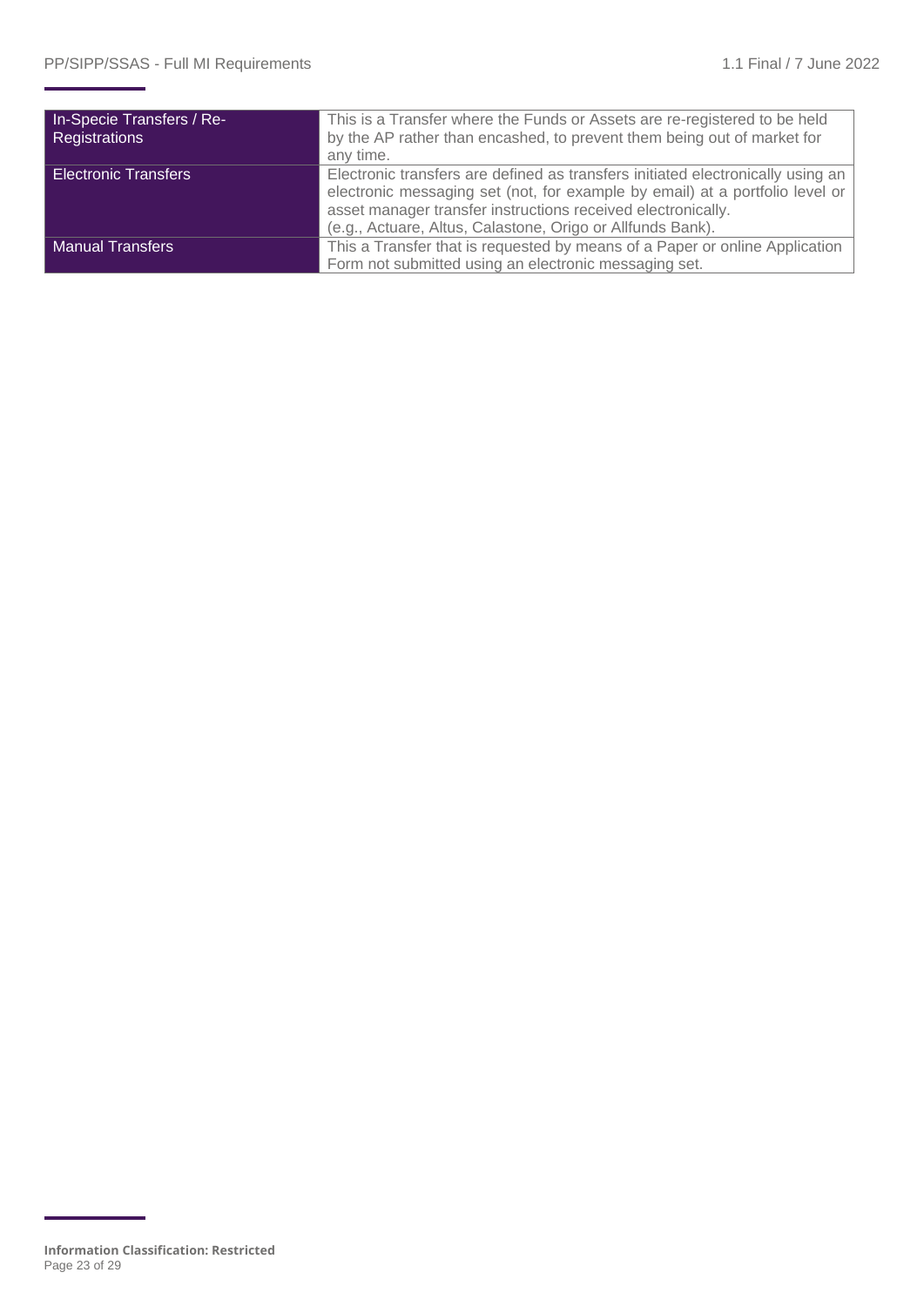| | |
|---|---|
| In-Specie Transfers / Re-Registrations | This is a Transfer where the Funds or Assets are re-registered to be held by the AP rather than encashed, to prevent them being out of market for any time. |
| Electronic Transfers | Electronic transfers are defined as transfers initiated electronically using an electronic messaging set (not, for example by email) at a portfolio level or asset manager transfer instructions received electronically. (e.g., Actuare, Altus, Calastone, Origo or Allfunds Bank). |
| Manual Transfers | This a Transfer that is requested by means of a Paper or online Application Form not submitted using an electronic messaging set. |

**Information Classification: Restricted**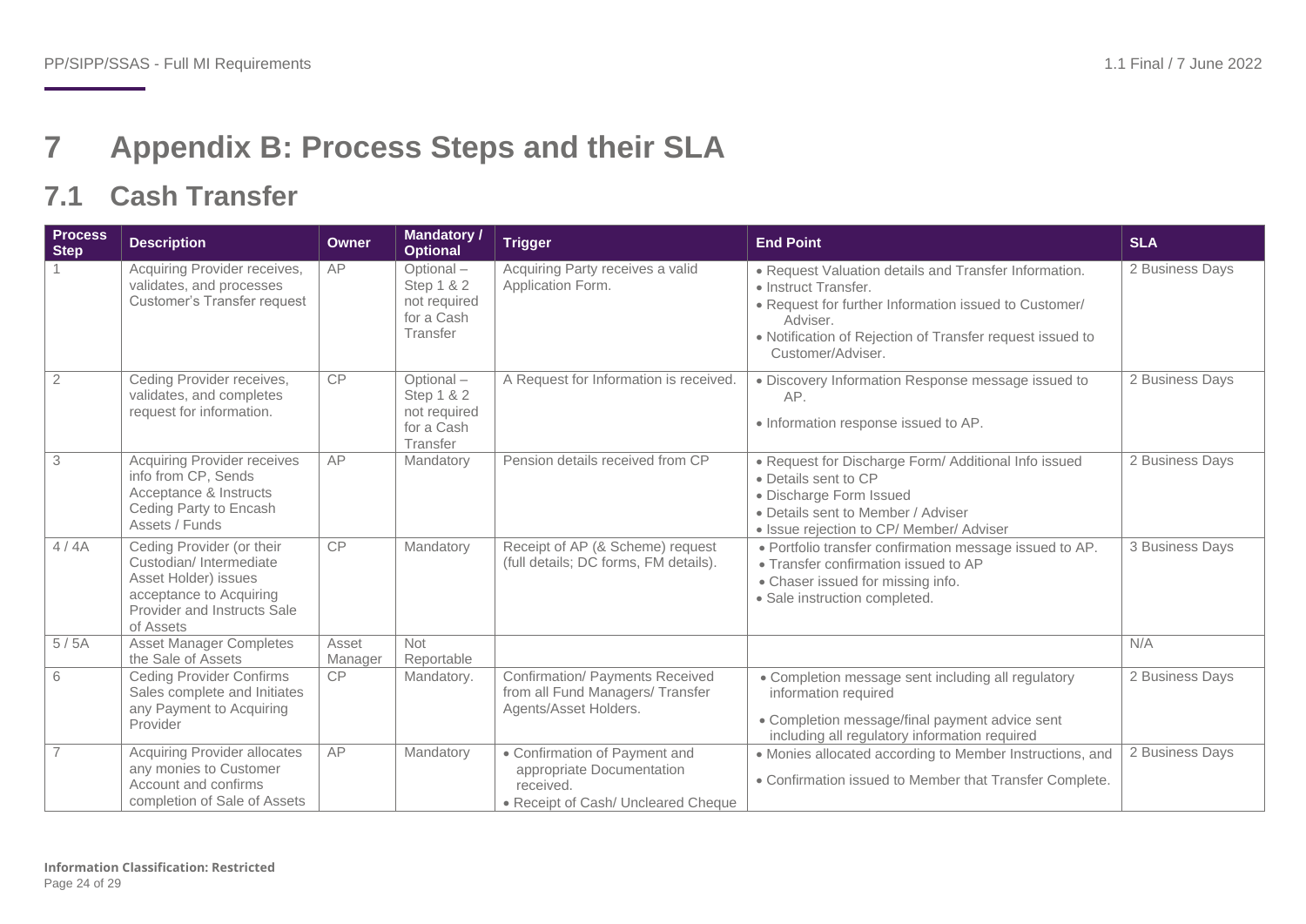# 7 Appendix B: Process Steps and their SLA

## 7.1 Cash Transfer

| Process Step | Description | Owner | Mandatory / Optional | Trigger | End Point | SLA |
|---|---|---|---|---|---|---|
| 1 | Acquiring Provider receives, validates, and processes Customer's Transfer request | AP | Optional – Step 1 & 2 not required for a Cash Transfer | Acquiring Party receives a valid Application Form. | • Request Valuation details and Transfer Information.<br>• Instruct Transfer.<br>• Request for further Information issued to Customer/ Adviser.<br>• Notification of Rejection of Transfer request issued to Customer/Adviser. | 2 Business Days |
| 2 | Ceding Provider receives, validates, and completes request for information. | CP | Optional – Step 1 & 2 not required for a Cash Transfer | A Request for Information is received. | • Discovery Information Response message issued to AP.<br>• Information response issued to AP. | 2 Business Days |
| 3 | Acquiring Provider receives info from CP, Sends Acceptance & Instructs Ceding Party to Encash Assets / Funds | AP | Mandatory | Pension details received from CP | • Request for Discharge Form/ Additional Info issued<br>• Details sent to CP<br>• Discharge Form Issued<br>• Details sent to Member / Adviser<br>• Issue rejection to CP/ Member/ Adviser | 2 Business Days |
| 4 / 4A | Ceding Provider (or their Custodian/ Intermediate Asset Holder) issues acceptance to Acquiring Provider and Instructs Sale of Assets | CP | Mandatory | Receipt of AP (& Scheme) request (full details; DC forms, FM details). | • Portfolio transfer confirmation message issued to AP.<br>• Transfer confirmation issued to AP<br>• Chaser issued for missing info.<br>• Sale instruction completed. | 3 Business Days |
| 5 / 5A | Asset Manager Completes the Sale of Assets | Asset Manager | Not Reportable | | | N/A |
| 6 | Ceding Provider Confirms Sales complete and Initiates any Payment to Acquiring Provider | CP | Mandatory. | Confirmation/ Payments Received from all Fund Managers/ Transfer Agents/Asset Holders. | • Completion message sent including all regulatory information required<br>• Completion message/final payment advice sent including all regulatory information required | 2 Business Days |
| 7 | Acquiring Provider allocates any monies to Customer Account and confirms completion of Sale of Assets | AP | Mandatory | • Confirmation of Payment and appropriate Documentation received.<br>• Receipt of Cash/ Uncleared Cheque | • Monies allocated according to Member Instructions, and<br>• Confirmation issued to Member that Transfer Complete. | 2 Business Days |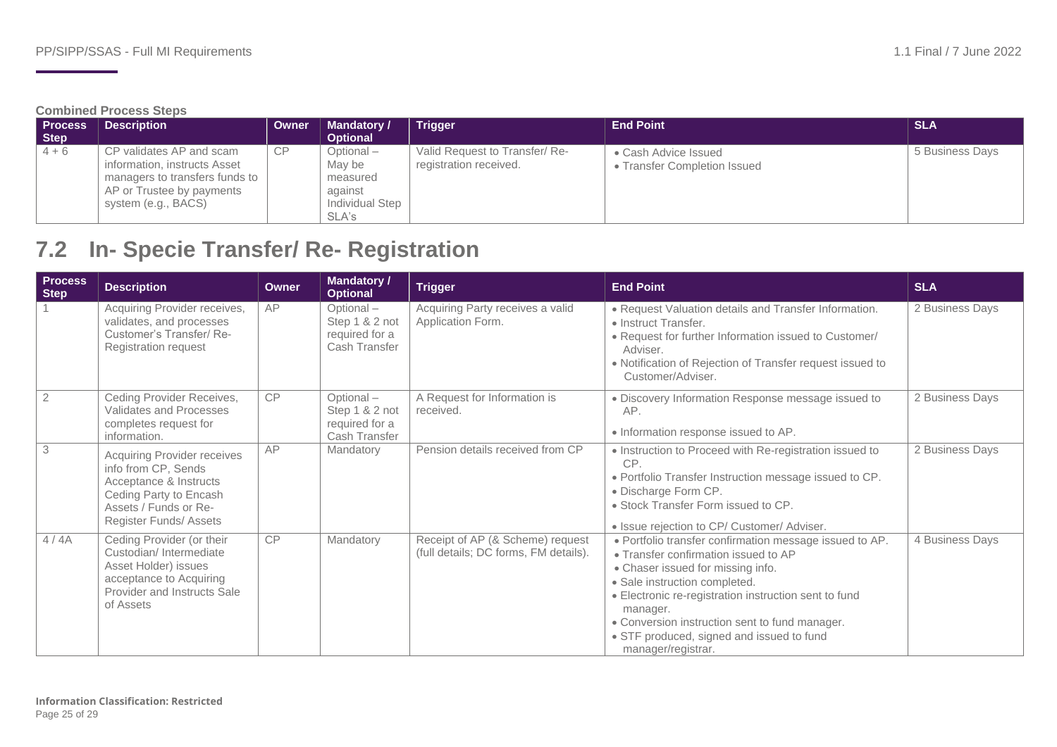**Combined Process Steps**

| Process Step | Description | Owner | Mandatory / Optional | Trigger | End Point | SLA |
|---|---|---|---|---|---|---|
| 4 + 6 | CP validates AP and scam information, instructs Asset managers to transfers funds to AP or Trustee by payments system (e.g., BACS) | CP | Optional – May be measured against Individual Step SLA's | Valid Request to Transfer/ Re-registration received. | • Cash Advice Issued<br>• Transfer Completion Issued | 5 Business Days |

## 7.2 In- Specie Transfer/ Re- Registration

| Process Step | Description | Owner | Mandatory / Optional | Trigger | End Point | SLA |
|---|---|---|---|---|---|---|
| 1 | Acquiring Provider receives, validates, and processes Customer's Transfer/ Re-Registration request | AP | Optional – Step 1 & 2 not required for a Cash Transfer | Acquiring Party receives a valid Application Form. | • Request Valuation details and Transfer Information.<br>• Instruct Transfer.<br>• Request for further Information issued to Customer/ Adviser.<br>• Notification of Rejection of Transfer request issued to Customer/Adviser. | 2 Business Days |
| 2 | Ceding Provider Receives, Validates and Processes completes request for information. | CP | Optional – Step 1 & 2 not required for a Cash Transfer | A Request for Information is received. | • Discovery Information Response message issued to AP.<br>• Information response issued to AP. | 2 Business Days |
| 3 | Acquiring Provider receives info from CP, Sends Acceptance & Instructs Ceding Party to Encash Assets / Funds or Re-Register Funds/ Assets | AP | Mandatory | Pension details received from CP | • Instruction to Proceed with Re-registration issued to CP.<br>• Portfolio Transfer Instruction message issued to CP.<br>• Discharge Form CP.<br>• Stock Transfer Form issued to CP.<br>• Issue rejection to CP/ Customer/ Adviser. | 2 Business Days |
| 4 / 4A | Ceding Provider (or their Custodian/ Intermediate Asset Holder) issues acceptance to Acquiring Provider and Instructs Sale of Assets | CP | Mandatory | Receipt of AP (& Scheme) request (full details; DC forms, FM details). | • Portfolio transfer confirmation message issued to AP.<br>• Transfer confirmation issued to AP<br>• Chaser issued for missing info.<br>• Sale instruction completed.<br>• Electronic re-registration instruction sent to fund manager.<br>• Conversion instruction sent to fund manager.<br>• STF produced, signed and issued to fund manager/registrar. | 4 Business Days |

**Information Classification: Restricted**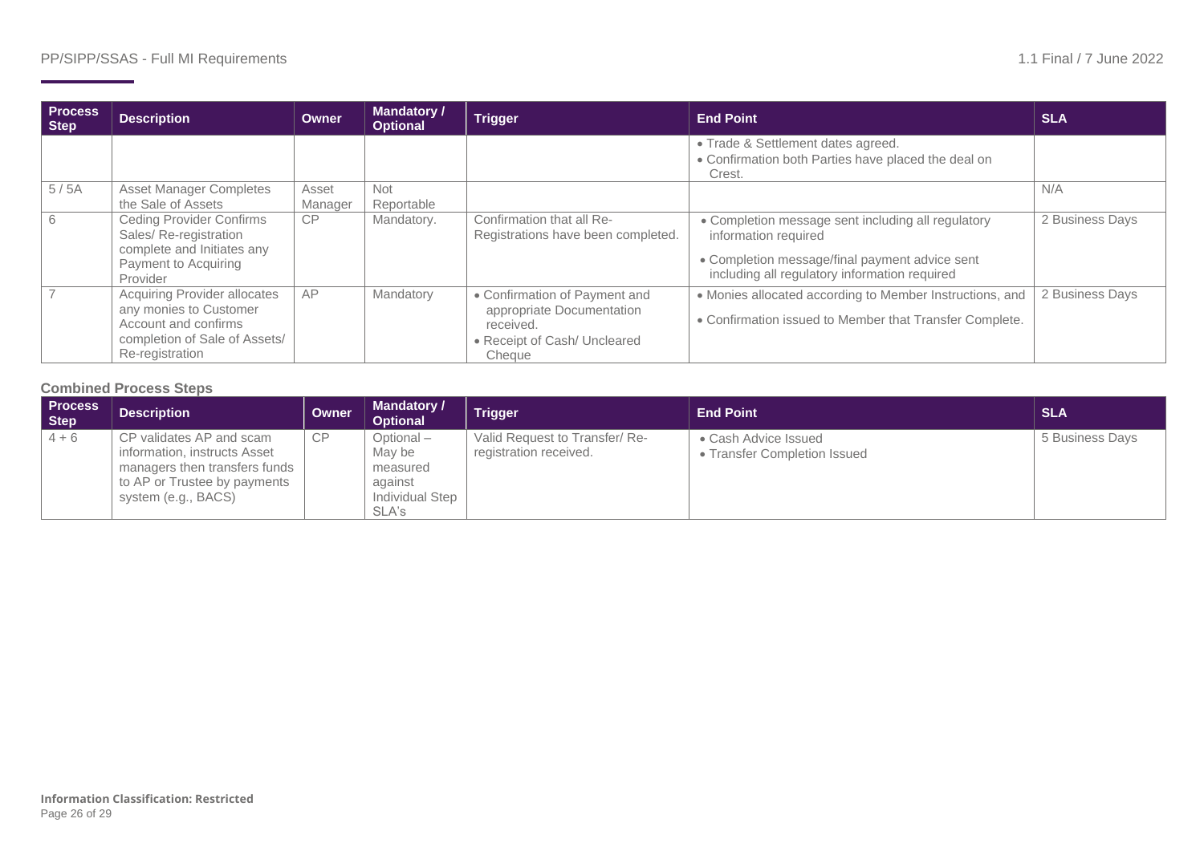| Process Step | Description | Owner | Mandatory / Optional | Trigger | End Point | SLA |
|---|---|---|---|---|---|---|
| | | | | | • Trade & Settlement dates agreed.<br>• Confirmation both Parties have placed the deal on Crest. | |
| 5 / 5A | Asset Manager Completes the Sale of Assets | Asset Manager | Not Reportable | | | N/A |
| 6 | Ceding Provider Confirms Sales/ Re-registration complete and Initiates any Payment to Acquiring Provider | CP | Mandatory. | Confirmation that all Re-Registrations have been completed. | • Completion message sent including all regulatory information required<br>• Completion message/final payment advice sent including all regulatory information required | 2 Business Days |
| 7 | Acquiring Provider allocates any monies to Customer Account and confirms completion of Sale of Assets/ Re-registration | AP | Mandatory | • Confirmation of Payment and appropriate Documentation received.<br>• Receipt of Cash/ Uncleared Cheque | • Monies allocated according to Member Instructions, and<br>• Confirmation issued to Member that Transfer Complete. | 2 Business Days |

**Combined Process Steps**

| Process Step | Description | Owner | Mandatory / Optional | Trigger | End Point | SLA |
|---|---|---|---|---|---|---|
| 4 + 6 | CP validates AP and scam information, instructs Asset managers then transfers funds to AP or Trustee by payments system (e.g., BACS) | CP | Optional – May be measured against Individual Step SLA's | Valid Request to Transfer/ Re-registration received. | • Cash Advice Issued<br>• Transfer Completion Issued | 5 Business Days |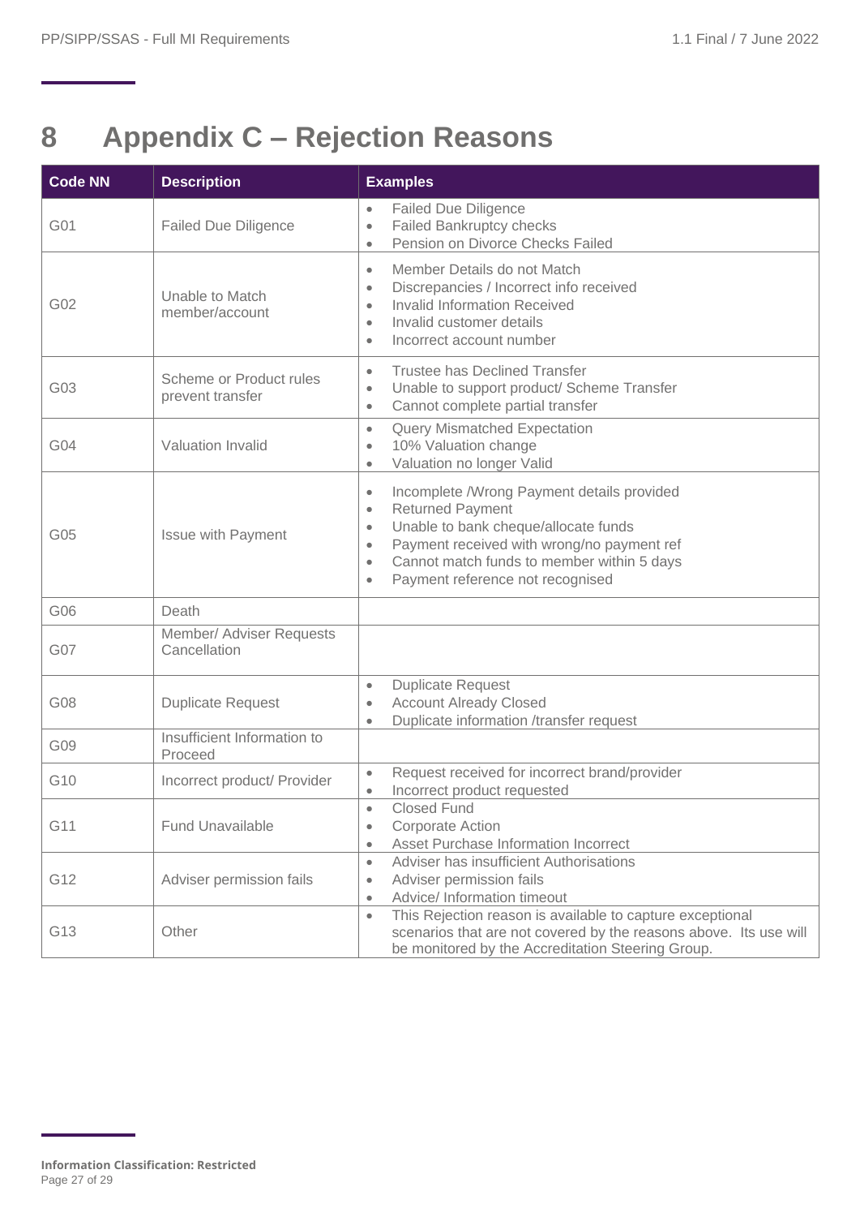# 8 Appendix C – Rejection Reasons

| Code NN | Description | Examples |
|---|---|---|
| G01 | Failed Due Diligence | • Failed Due Diligence<br>• Failed Bankruptcy checks<br>• Pension on Divorce Checks Failed |
| G02 | Unable to Match member/account | • Member Details do not Match<br>• Discrepancies / Incorrect info received<br>• Invalid Information Received<br>• Invalid customer details<br>• Incorrect account number |
| G03 | Scheme or Product rules prevent transfer | • Trustee has Declined Transfer<br>• Unable to support product/ Scheme Transfer<br>• Cannot complete partial transfer |
| G04 | Valuation Invalid | • Query Mismatched Expectation<br>• 10% Valuation change<br>• Valuation no longer Valid |
| G05 | Issue with Payment | • Incomplete /Wrong Payment details provided<br>• Returned Payment<br>• Unable to bank cheque/allocate funds<br>• Payment received with wrong/no payment ref<br>• Cannot match funds to member within 5 days<br>• Payment reference not recognised |
| G06 | Death | |
| G07 | Member/ Adviser Requests Cancellation | |
| G08 | Duplicate Request | • Duplicate Request<br>• Account Already Closed<br>• Duplicate information /transfer request |
| G09 | Insufficient Information to Proceed | |
| G10 | Incorrect product/ Provider | • Request received for incorrect brand/provider<br>• Incorrect product requested |
| G11 | Fund Unavailable | • Closed Fund<br>• Corporate Action<br>• Asset Purchase Information Incorrect |
| G12 | Adviser permission fails | • Adviser has insufficient Authorisations<br>• Adviser permission fails<br>• Advice/ Information timeout |
| G13 | Other | • This Rejection reason is available to capture exceptional scenarios that are not covered by the reasons above. Its use will be monitored by the Accreditation Steering Group. |

**Information Classification: Restricted**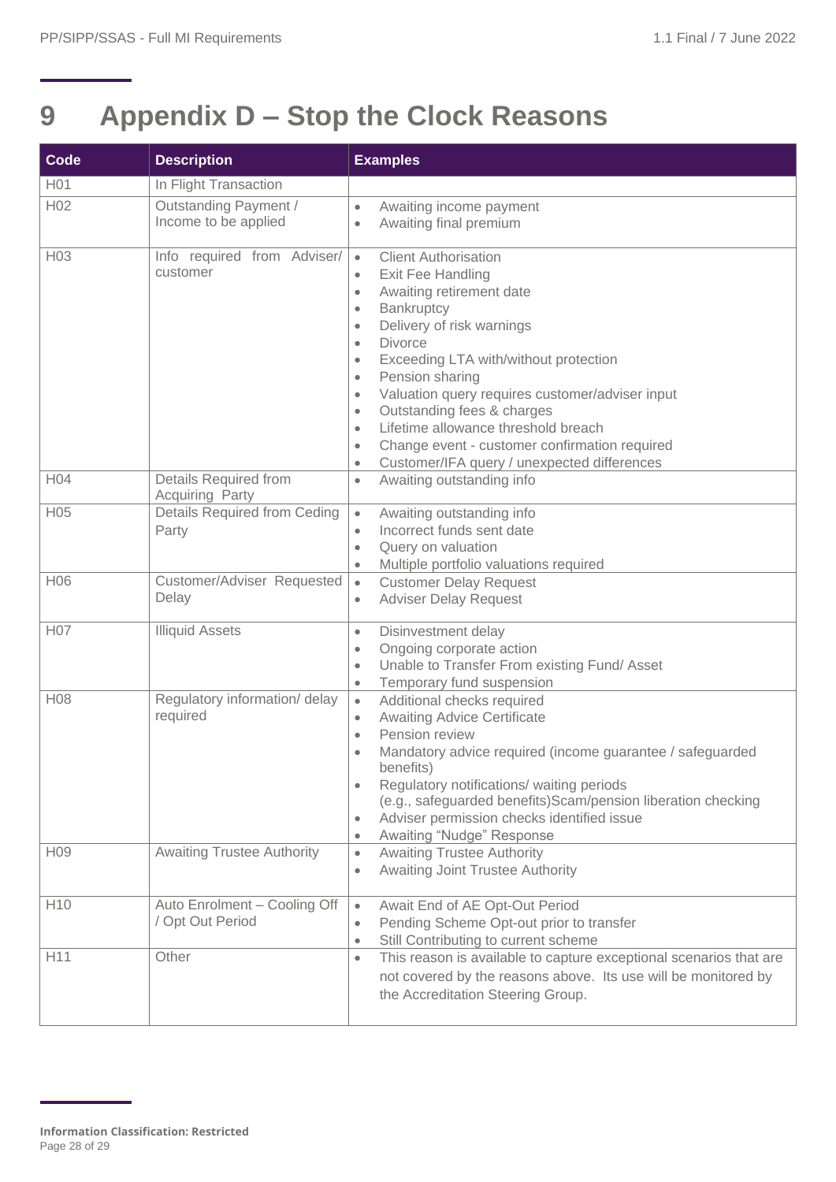# 9 Appendix D – Stop the Clock Reasons

| Code | Description | Examples |
|---|---|---|
| H01 | In Flight Transaction | |
| H02 | Outstanding Payment / Income to be applied | • Awaiting income payment<br>• Awaiting final premium |
| H03 | Info required from Adviser/ customer | • Client Authorisation<br>• Exit Fee Handling<br>• Awaiting retirement date<br>• Bankruptcy<br>• Delivery of risk warnings<br>• Divorce<br>• Exceeding LTA with/without protection<br>• Pension sharing<br>• Valuation query requires customer/adviser input<br>• Outstanding fees & charges<br>• Lifetime allowance threshold breach<br>• Change event - customer confirmation required<br>• Customer/IFA query / unexpected differences |
| H04 | Details Required from Acquiring Party | • Awaiting outstanding info |
| H05 | Details Required from Ceding Party | • Awaiting outstanding info<br>• Incorrect funds sent date<br>• Query on valuation<br>• Multiple portfolio valuations required |
| H06 | Customer/Adviser Requested Delay | • Customer Delay Request<br>• Adviser Delay Request |
| H07 | Illiquid Assets | • Disinvestment delay<br>• Ongoing corporate action<br>• Unable to Transfer From existing Fund/ Asset<br>• Temporary fund suspension |
| H08 | Regulatory information/ delay required | • Additional checks required<br>• Awaiting Advice Certificate<br>• Pension review<br>• Mandatory advice required (income guarantee / safeguarded benefits)<br>• Regulatory notifications/ waiting periods (e.g., safeguarded benefits)Scam/pension liberation checking<br>• Adviser permission checks identified issue<br>• Awaiting "Nudge" Response |
| H09 | Awaiting Trustee Authority | • Awaiting Trustee Authority<br>• Awaiting Joint Trustee Authority |
| H10 | Auto Enrolment – Cooling Off / Opt Out Period | • Await End of AE Opt-Out Period<br>• Pending Scheme Opt-out prior to transfer<br>• Still Contributing to current scheme |
| H11 | Other | • This reason is available to capture exceptional scenarios that are not covered by the reasons above. Its use will be monitored by the Accreditation Steering Group. |

**Information Classification: Restricted**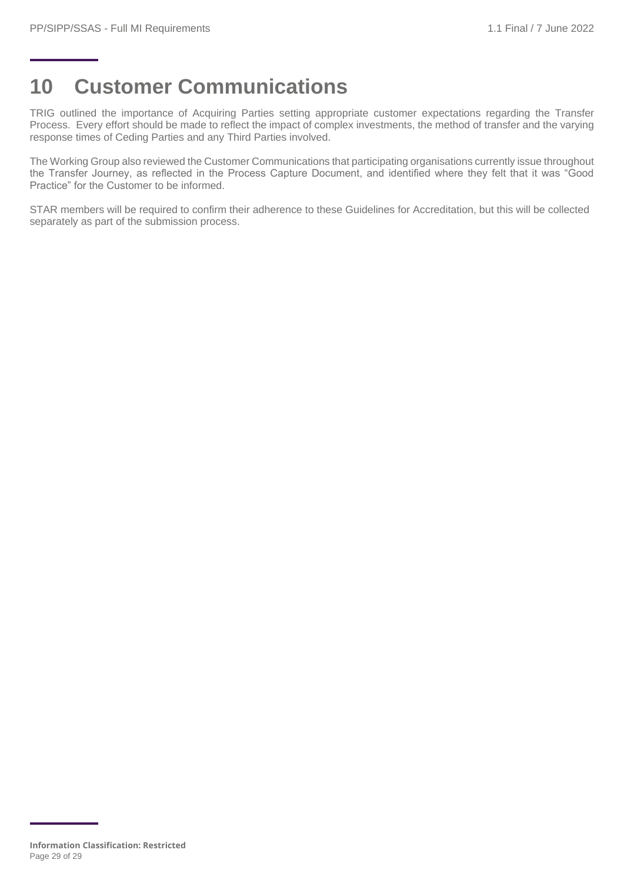# 10 Customer Communications

TRIG outlined the importance of Acquiring Parties setting appropriate customer expectations regarding the Transfer Process. Every effort should be made to reflect the impact of complex investments, the method of transfer and the varying response times of Ceding Parties and any Third Parties involved.

The Working Group also reviewed the Customer Communications that participating organisations currently issue throughout the Transfer Journey, as reflected in the Process Capture Document, and identified where they felt that it was "Good Practice" for the Customer to be informed.

STAR members will be required to confirm their adherence to these Guidelines for Accreditation, but this will be collected separately as part of the submission process.